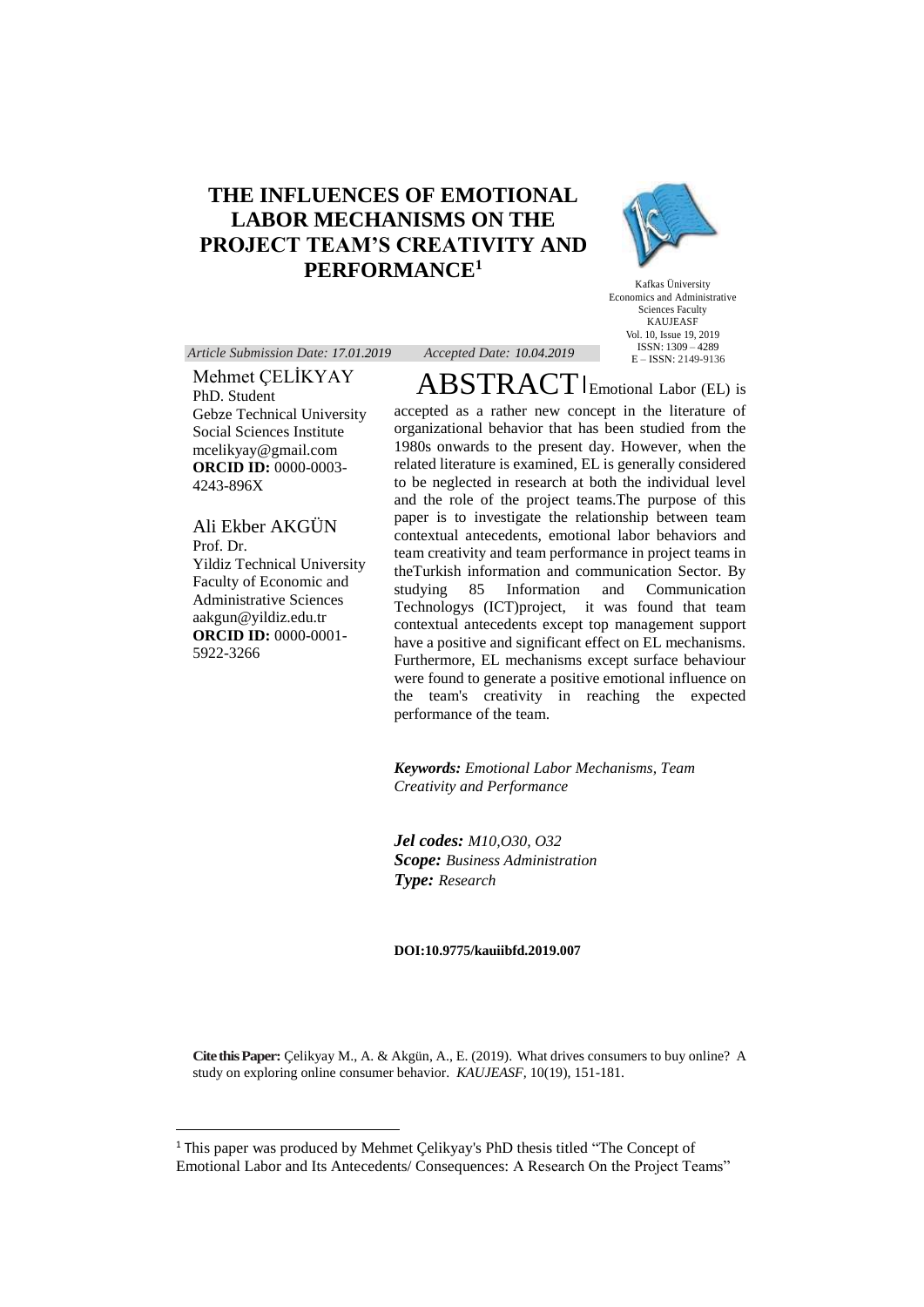# THE INFLUENCES OF EMOTIONAL LABOR MECHANISMS ON THE PROJECT TEAM'S CREATIVITY AND PERFORMANCE[1]

Kafkas Üniversity
Economics and Administrative Sciences Faculty
KAUJEASF
Vol. 10, Issue 19, 2019
ISSN: 1309 – 4289
E – ISSN: 2149-9136

*Article Submission Date: 17.01.2019*  *Accepted Date: 10.04.2019*

Mehmet ÇELİKYAY
PhD. Student
Gebze Technical University
Social Sciences Institute
mcelikyay@gmail.com
**ORCID ID:** 0000-0003-4243-896X

Ali Ekber AKGÜN
Prof. Dr.
Yildiz Technical University
Faculty of Economic and Administrative Sciences
aakgun@yildiz.edu.tr
**ORCID ID:** 0000-0001-5922-3266

## ABSTRACT

Emotional Labor (EL) is accepted as a rather new concept in the literature of organizational behavior that has been studied from the 1980s onwards to the present day. However, when the related literature is examined, EL is generally considered to be neglected in research at both the individual level and the role of the project teams.The purpose of this paper is to investigate the relationship between team contextual antecedents, emotional labor behaviors and team creativity and team performance in project teams in theTurkish information and communication Sector. By studying 85 Information and Communication Technologys (ICT)project, it was found that team contextual antecedents except top management support have a positive and significant effect on EL mechanisms. Furthermore, EL mechanisms except surface behaviour were found to generate a positive emotional influence on the team's creativity in reaching the expected performance of the team.

***Keywords:*** *Emotional Labor Mechanisms, Team Creativity and Performance*

***Jel codes:*** *M10,O30, O32*
***Scope:*** *Business Administration*
***Type:*** *Research*

**DOI:10.9775/kauiibfd.2019.007**

**Cite this Paper:** Çelikyay M., A. & Akgün, A., E. (2019). What drives consumers to buy online? A study on exploring online consumer behavior. *KAUJEASF,* 10(19), 151-181.

[1] This paper was produced by Mehmet Çelikyay's PhD thesis titled "The Concept of Emotional Labor and Its Antecedents/ Consequences: A Research On the Project Teams"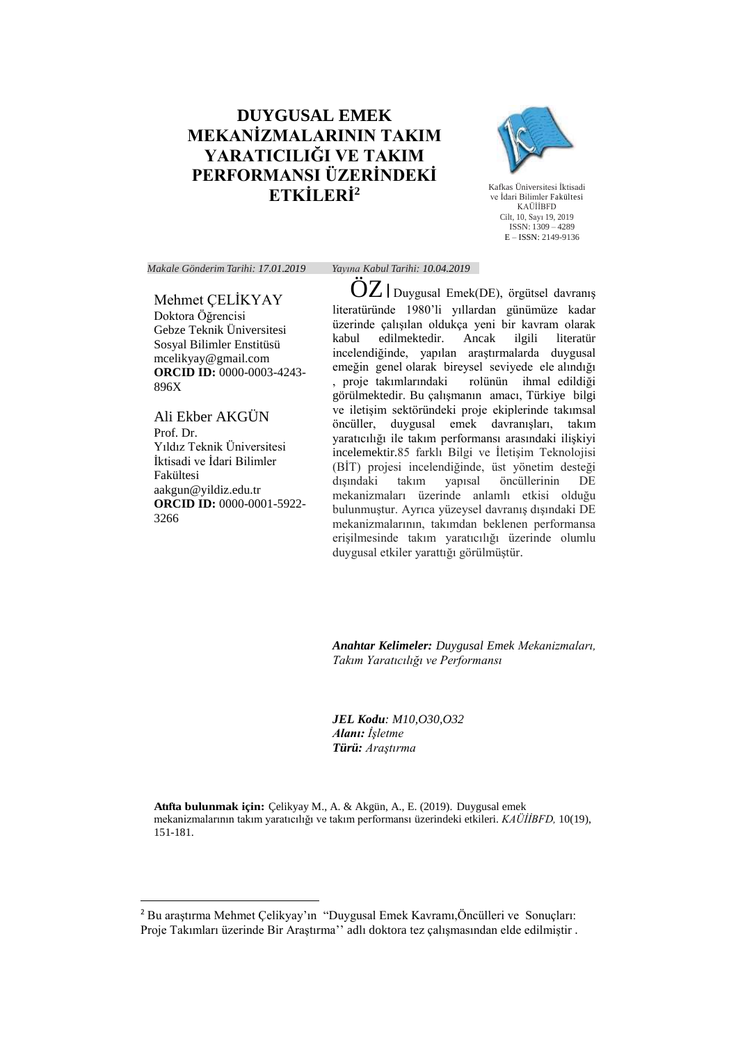# DUYGUSAL EMEK MEKANİZMALARININ TAKIM YARATICILIĞI VE TAKIM PERFORMANSI ÜZERİNDEKİ ETKİLERİ[2]

Kafkas Üniversitesi İktisadi ve İdari Bilimler Fakültesi
KAÜİİBFD
Cilt, 10, Sayı 19, 2019
ISSN: 1309 – 4289
E – ISSN: 2149-9136

*Makale Gönderim Tarihi: 17.01.2019* *Yayına Kabul Tarihi: 10.04.2019*

Mehmet ÇELİKYAY
Doktora Öğrencisi
Gebze Teknik Üniversitesi
Sosyal Bilimler Enstitüsü
mcelikyay@gmail.com
**ORCID ID:** 0000-0003-4243-896X

Ali Ekber AKGÜN
Prof. Dr.
Yıldız Teknik Üniversitesi
İktisadi ve İdari Bilimler Fakültesi
aakgun@yildiz.edu.tr
**ORCID ID:** 0000-0001-5922-3266

ÖZ | Duygusal Emek(DE), örgütsel davranış literatüründe 1980'li yıllardan günümüze kadar üzerinde çalışılan oldukça yeni bir kavram olarak kabul edilmektedir. Ancak ilgili literatür incelendiğinde, yapılan araştırmalarda duygusal emeğin genel olarak bireysel seviyede ele alındığı , proje takımlarındaki rolünün ihmal edildiği görülmektedir. Bu çalışmanın amacı, Türkiye bilgi ve iletişim sektöründeki proje ekiplerinde takımsal öncüller, duygusal emek davranışları, takım yaratıcılığı ile takım performansı arasındaki ilişkiyi incelemektir.85 farklı Bilgi ve İletişim Teknolojisi (BİT) projesi incelendiğinde, üst yönetim desteği dışındaki takım yapısal öncüllerinin DE mekanizmaları üzerinde anlamlı etkisi olduğu bulunmuştur. Ayrıca yüzeysel davranış dışındaki DE mekanizmalarının, takımdan beklenen performansa erişilmesinde takım yaratıcılığı üzerinde olumlu duygusal etkiler yarattığı görülmüştür.

***Anahtar Kelimeler:*** *Duygusal Emek Mekanizmaları, Takım Yaratıcılığı ve Performansı*

***JEL Kodu****: M10,O30,O32*
***Alanı:*** *İşletme*
***Türü:*** *Araştırma*

**Atıfta bulunmak için:** Çelikyay M., A. & Akgün, A., E. (2019). Duygusal emek mekanizmalarının takım yaratıcılığı ve takım performansı üzerindeki etkileri. *KAÜİİBFD,* 10(19), 151-181.

---

[2] Bu araştırma Mehmet Çelikyay'ın "Duygusal Emek Kavramı,Öncülleri ve Sonuçları: Proje Takımları üzerinde Bir Araştırma'' adlı doktora tez çalışmasından elde edilmiştir .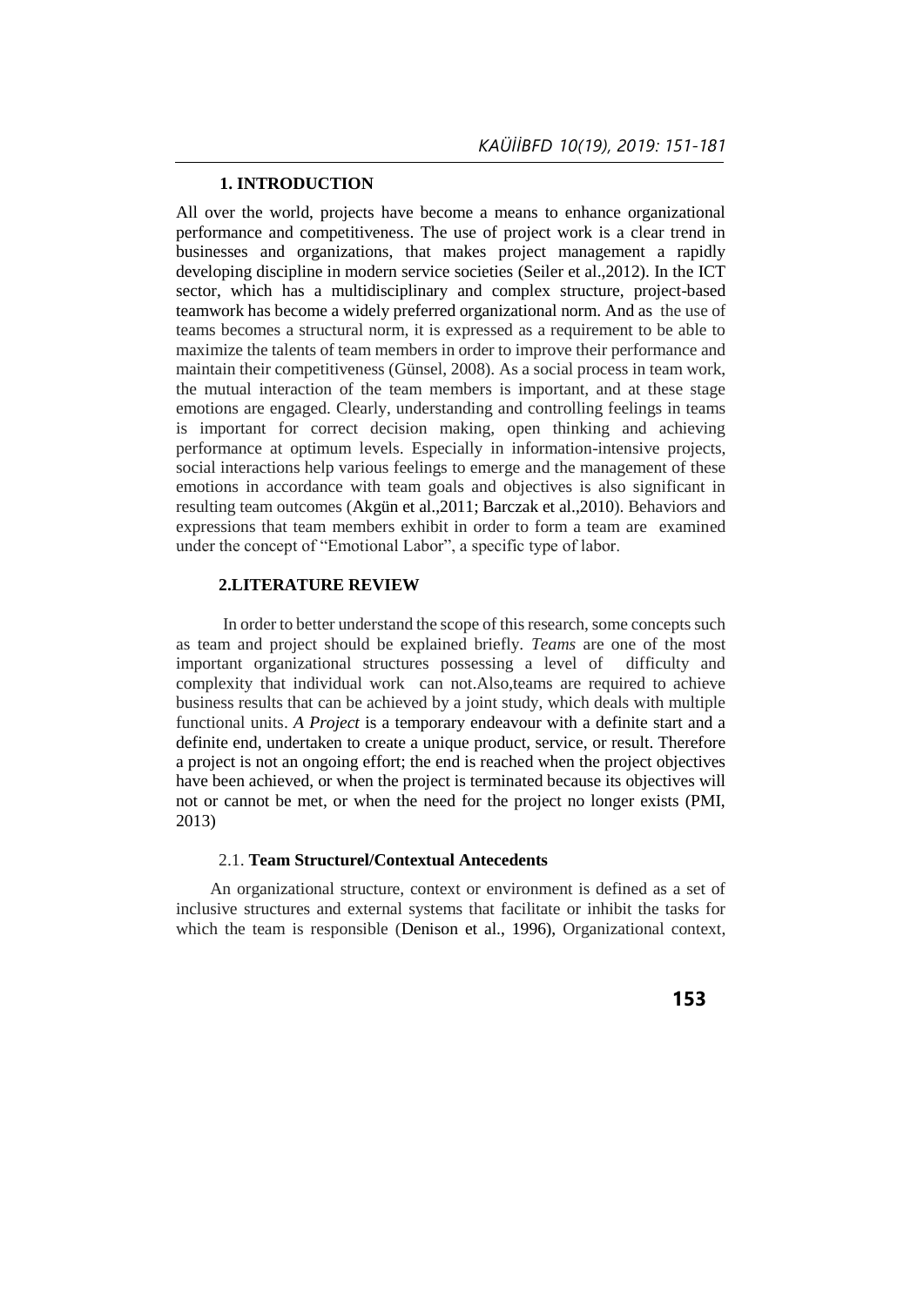## 1. INTRODUCTION

All over the world, projects have become a means to enhance organizational performance and competitiveness. The use of project work is a clear trend in businesses and organizations, that makes project management a rapidly developing discipline in modern service societies (Seiler et al.,2012). In the ICT sector, which has a multidisciplinary and complex structure, project-based teamwork has become a widely preferred organizational norm. And as the use of teams becomes a structural norm, it is expressed as a requirement to be able to maximize the talents of team members in order to improve their performance and maintain their competitiveness (Günsel, 2008). As a social process in team work, the mutual interaction of the team members is important, and at these stage emotions are engaged. Clearly, understanding and controlling feelings in teams is important for correct decision making, open thinking and achieving performance at optimum levels. Especially in information-intensive projects, social interactions help various feelings to emerge and the management of these emotions in accordance with team goals and objectives is also significant in resulting team outcomes (Akgün et al.,2011; Barczak et al.,2010). Behaviors and expressions that team members exhibit in order to form a team are examined under the concept of "Emotional Labor", a specific type of labor.

## 2.LITERATURE REVIEW

In order to better understand the scope of this research, some concepts such as team and project should be explained briefly. *Teams* are one of the most important organizational structures possessing a level of difficulty and complexity that individual work can not.Also,teams are required to achieve business results that can be achieved by a joint study, which deals with multiple functional units. *A Project* is a temporary endeavour with a definite start and a definite end, undertaken to create a unique product, service, or result. Therefore a project is not an ongoing effort; the end is reached when the project objectives have been achieved, or when the project is terminated because its objectives will not or cannot be met, or when the need for the project no longer exists (PMI, 2013)

### 2.1. **Team Structurel/Contextual Antecedents**

An organizational structure, context or environment is defined as a set of inclusive structures and external systems that facilitate or inhibit the tasks for which the team is responsible (Denison et al., 1996), Organizational context,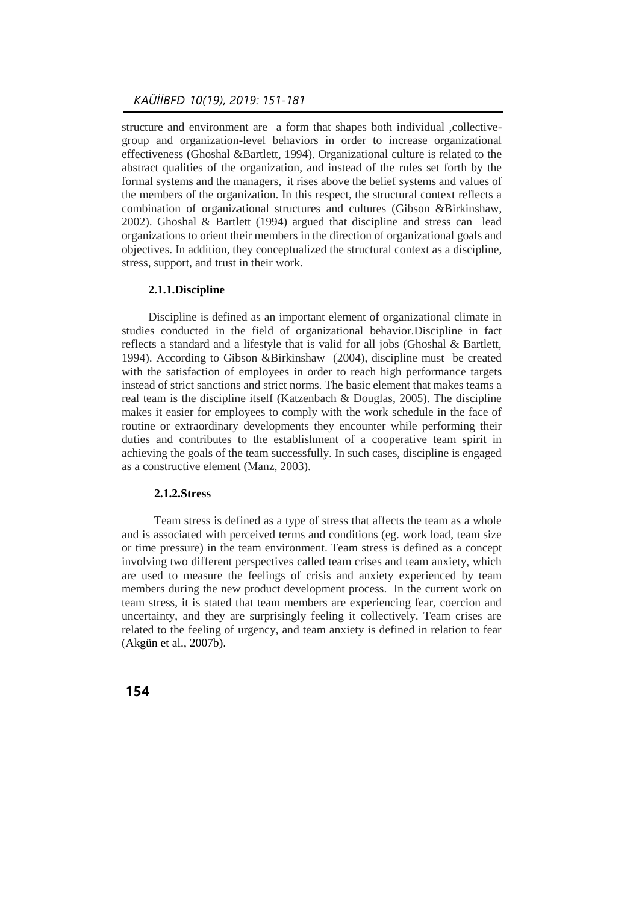structure and environment are a form that shapes both individual ,collective-group and organization-level behaviors in order to increase organizational effectiveness (Ghoshal &Bartlett, 1994). Organizational culture is related to the abstract qualities of the organization, and instead of the rules set forth by the formal systems and the managers, it rises above the belief systems and values of the members of the organization. In this respect, the structural context reflects a combination of organizational structures and cultures (Gibson &Birkinshaw, 2002). Ghoshal & Bartlett (1994) argued that discipline and stress can lead organizations to orient their members in the direction of organizational goals and objectives. In addition, they conceptualized the structural context as a discipline, stress, support, and trust in their work.

### 2.1.1.Discipline

Discipline is defined as an important element of organizational climate in studies conducted in the field of organizational behavior.Discipline in fact reflects a standard and a lifestyle that is valid for all jobs (Ghoshal & Bartlett, 1994). According to Gibson &Birkinshaw (2004), discipline must be created with the satisfaction of employees in order to reach high performance targets instead of strict sanctions and strict norms. The basic element that makes teams a real team is the discipline itself (Katzenbach & Douglas, 2005). The discipline makes it easier for employees to comply with the work schedule in the face of routine or extraordinary developments they encounter while performing their duties and contributes to the establishment of a cooperative team spirit in achieving the goals of the team successfully. In such cases, discipline is engaged as a constructive element (Manz, 2003).

### 2.1.2.Stress

Team stress is defined as a type of stress that affects the team as a whole and is associated with perceived terms and conditions (eg. work load, team size or time pressure) in the team environment. Team stress is defined as a concept involving two different perspectives called team crises and team anxiety, which are used to measure the feelings of crisis and anxiety experienced by team members during the new product development process. In the current work on team stress, it is stated that team members are experiencing fear, coercion and uncertainty, and they are surprisingly feeling it collectively. Team crises are related to the feeling of urgency, and team anxiety is defined in relation to fear (Akgün et al., 2007b).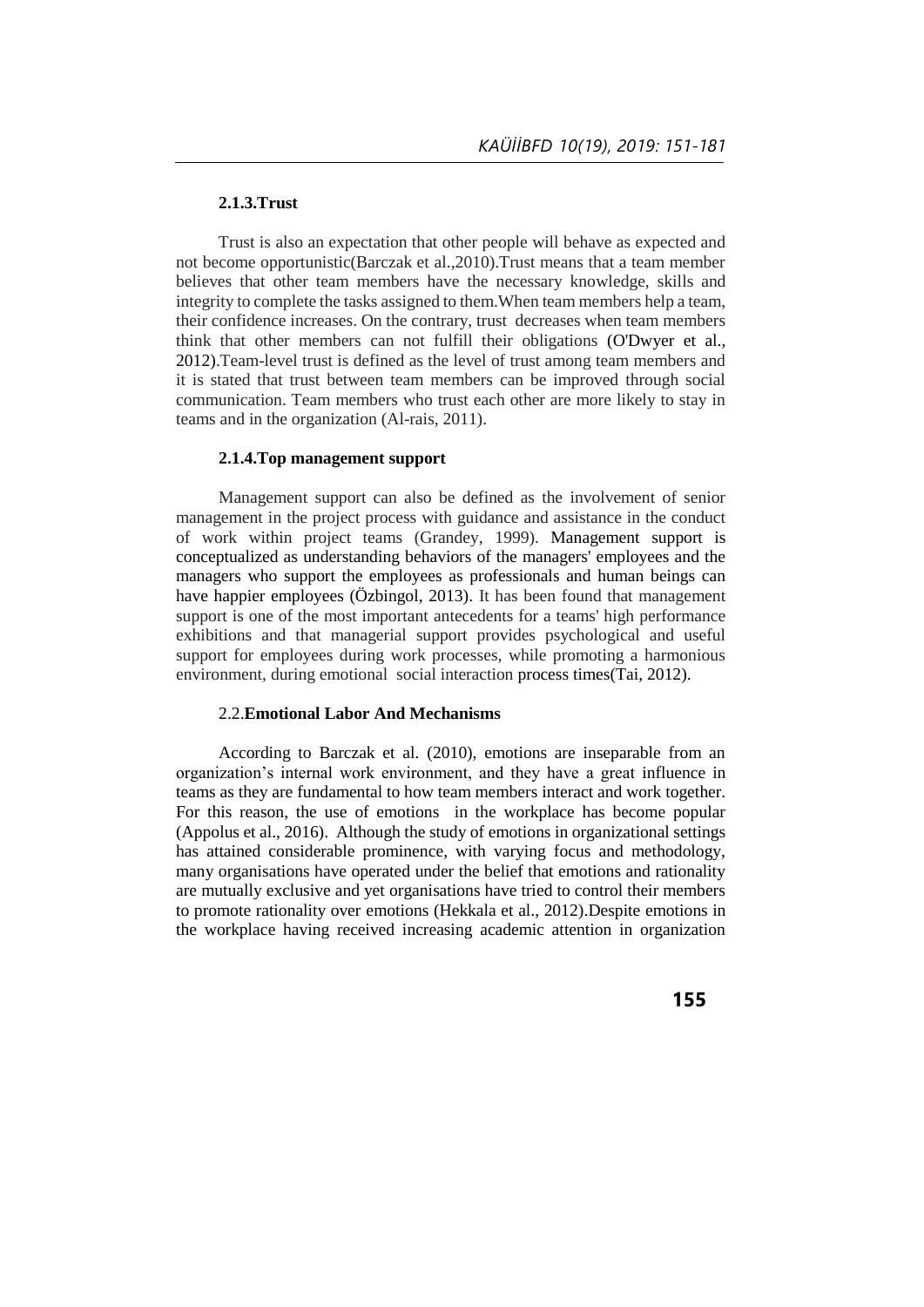### 2.1.3.Trust

Trust is also an expectation that other people will behave as expected and not become opportunistic(Barczak et al.,2010).Trust means that a team member believes that other team members have the necessary knowledge, skills and integrity to complete the tasks assigned to them.When team members help a team, their confidence increases. On the contrary, trust decreases when team members think that other members can not fulfill their obligations (O'Dwyer et al., 2012).Team-level trust is defined as the level of trust among team members and it is stated that trust between team members can be improved through social communication. Team members who trust each other are more likely to stay in teams and in the organization (Al-rais, 2011).

### 2.1.4.Top management support

Management support can also be defined as the involvement of senior management in the project process with guidance and assistance in the conduct of work within project teams (Grandey, 1999). Management support is conceptualized as understanding behaviors of the managers' employees and the managers who support the employees as professionals and human beings can have happier employees (Özbingol, 2013). It has been found that management support is one of the most important antecedents for a teams' high performance exhibitions and that managerial support provides psychological and useful support for employees during work processes, while promoting a harmonious environment, during emotional social interaction process times(Tai, 2012).

## 2.2.Emotional Labor And Mechanisms

According to Barczak et al. (2010), emotions are inseparable from an organization's internal work environment, and they have a great influence in teams as they are fundamental to how team members interact and work together. For this reason, the use of emotions in the workplace has become popular (Appolus et al., 2016). Although the study of emotions in organizational settings has attained considerable prominence, with varying focus and methodology, many organisations have operated under the belief that emotions and rationality are mutually exclusive and yet organisations have tried to control their members to promote rationality over emotions (Hekkala et al., 2012).Despite emotions in the workplace having received increasing academic attention in organization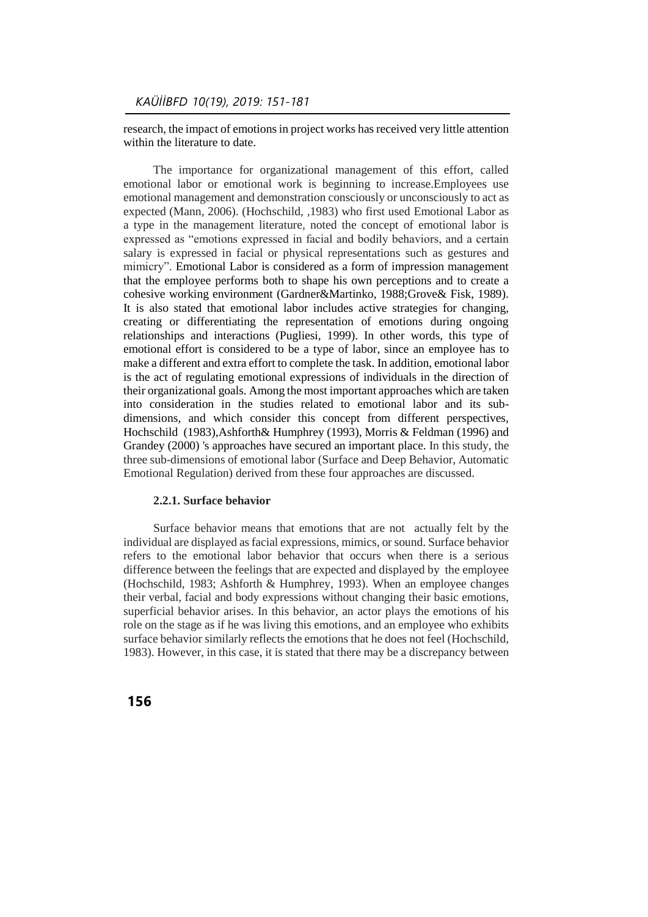research, the impact of emotions in project works has received very little attention within the literature to date.

The importance for organizational management of this effort, called emotional labor or emotional work is beginning to increase.Employees use emotional management and demonstration consciously or unconsciously to act as expected (Mann, 2006). (Hochschild, ,1983) who first used Emotional Labor as a type in the management literature, noted the concept of emotional labor is expressed as "emotions expressed in facial and bodily behaviors, and a certain salary is expressed in facial or physical representations such as gestures and mimicry". Emotional Labor is considered as a form of impression management that the employee performs both to shape his own perceptions and to create a cohesive working environment (Gardner&Martinko, 1988;Grove& Fisk, 1989). It is also stated that emotional labor includes active strategies for changing, creating or differentiating the representation of emotions during ongoing relationships and interactions (Pugliesi, 1999). In other words, this type of emotional effort is considered to be a type of labor, since an employee has to make a different and extra effort to complete the task. In addition, emotional labor is the act of regulating emotional expressions of individuals in the direction of their organizational goals. Among the most important approaches which are taken into consideration in the studies related to emotional labor and its sub-dimensions, and which consider this concept from different perspectives, Hochschild (1983),Ashforth& Humphrey (1993), Morris & Feldman (1996) and Grandey (2000) 's approaches have secured an important place. In this study, the three sub-dimensions of emotional labor (Surface and Deep Behavior, Automatic Emotional Regulation) derived from these four approaches are discussed.

#### 2.2.1. Surface behavior

Surface behavior means that emotions that are not actually felt by the individual are displayed as facial expressions, mimics, or sound. Surface behavior refers to the emotional labor behavior that occurs when there is a serious difference between the feelings that are expected and displayed by the employee (Hochschild, 1983; Ashforth & Humphrey, 1993). When an employee changes their verbal, facial and body expressions without changing their basic emotions, superficial behavior arises. In this behavior, an actor plays the emotions of his role on the stage as if he was living this emotions, and an employee who exhibits surface behavior similarly reflects the emotions that he does not feel (Hochschild, 1983). However, in this case, it is stated that there may be a discrepancy between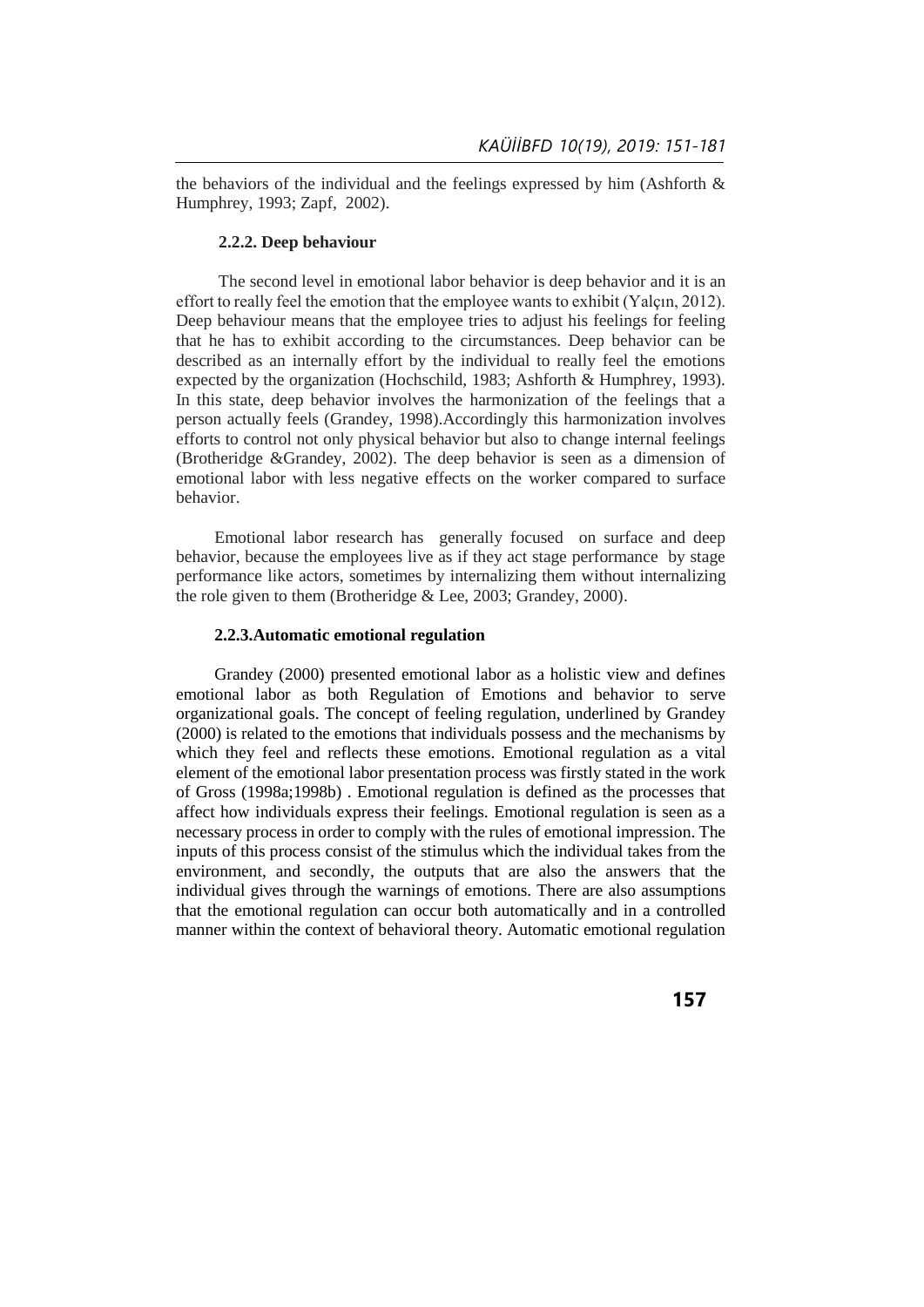the behaviors of the individual and the feelings expressed by him (Ashforth & Humphrey, 1993; Zapf, 2002).

### 2.2.2. Deep behaviour

The second level in emotional labor behavior is deep behavior and it is an effort to really feel the emotion that the employee wants to exhibit (Yalçın, 2012). Deep behaviour means that the employee tries to adjust his feelings for feeling that he has to exhibit according to the circumstances. Deep behavior can be described as an internally effort by the individual to really feel the emotions expected by the organization (Hochschild, 1983; Ashforth & Humphrey, 1993). In this state, deep behavior involves the harmonization of the feelings that a person actually feels (Grandey, 1998).Accordingly this harmonization involves efforts to control not only physical behavior but also to change internal feelings (Brotheridge &Grandey, 2002). The deep behavior is seen as a dimension of emotional labor with less negative effects on the worker compared to surface behavior.

Emotional labor research has generally focused on surface and deep behavior, because the employees live as if they act stage performance by stage performance like actors, sometimes by internalizing them without internalizing the role given to them (Brotheridge & Lee, 2003; Grandey, 2000).

### 2.2.3.Automatic emotional regulation

Grandey (2000) presented emotional labor as a holistic view and defines emotional labor as both Regulation of Emotions and behavior to serve organizational goals. The concept of feeling regulation, underlined by Grandey (2000) is related to the emotions that individuals possess and the mechanisms by which they feel and reflects these emotions. Emotional regulation as a vital element of the emotional labor presentation process was firstly stated in the work of Gross (1998a;1998b) . Emotional regulation is defined as the processes that affect how individuals express their feelings. Emotional regulation is seen as a necessary process in order to comply with the rules of emotional impression. The inputs of this process consist of the stimulus which the individual takes from the environment, and secondly, the outputs that are also the answers that the individual gives through the warnings of emotions. There are also assumptions that the emotional regulation can occur both automatically and in a controlled manner within the context of behavioral theory. Automatic emotional regulation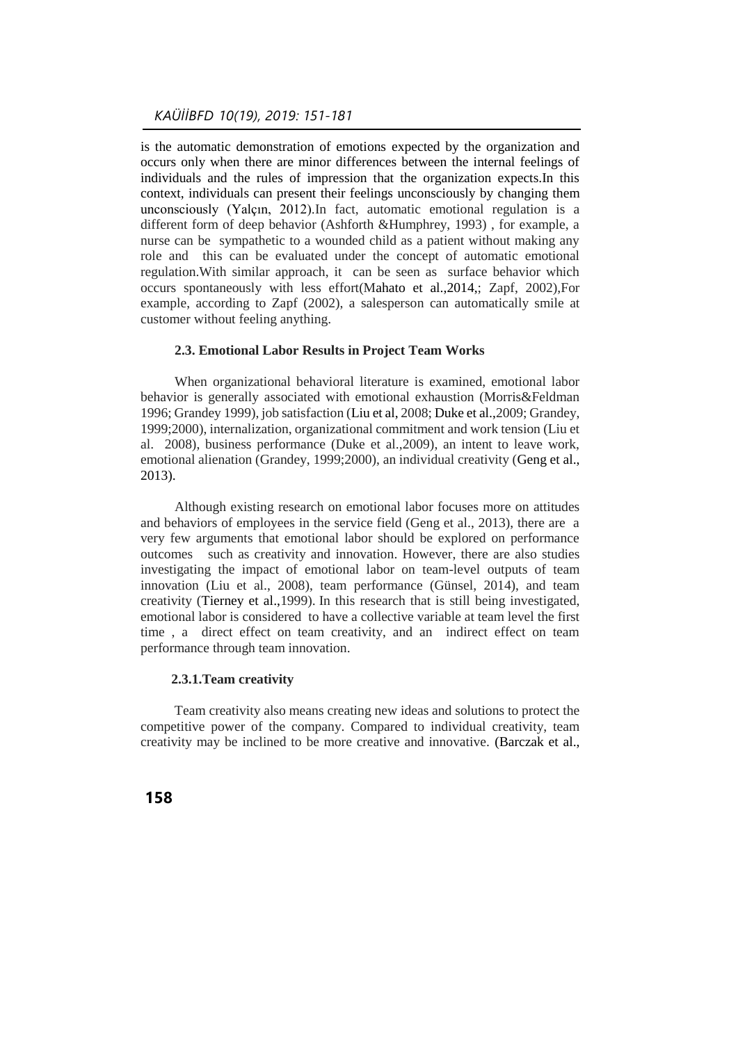is the automatic demonstration of emotions expected by the organization and occurs only when there are minor differences between the internal feelings of individuals and the rules of impression that the organization expects.In this context, individuals can present their feelings unconsciously by changing them unconsciously (Yalçın, 2012).In fact, automatic emotional regulation is a different form of deep behavior (Ashforth &Humphrey, 1993) , for example, a nurse can be sympathetic to a wounded child as a patient without making any role and this can be evaluated under the concept of automatic emotional regulation.With similar approach, it can be seen as surface behavior which occurs spontaneously with less effort(Mahato et al.,2014,; Zapf, 2002),For example, according to Zapf (2002), a salesperson can automatically smile at customer without feeling anything.

### 2.3. Emotional Labor Results in Project Team Works

When organizational behavioral literature is examined, emotional labor behavior is generally associated with emotional exhaustion (Morris&Feldman 1996; Grandey 1999), job satisfaction (Liu et al, 2008; Duke et al.,2009; Grandey, 1999;2000), internalization, organizational commitment and work tension (Liu et al. 2008), business performance (Duke et al.,2009), an intent to leave work, emotional alienation (Grandey, 1999;2000), an individual creativity (Geng et al., 2013).

Although existing research on emotional labor focuses more on attitudes and behaviors of employees in the service field (Geng et al., 2013), there are a very few arguments that emotional labor should be explored on performance outcomes such as creativity and innovation. However, there are also studies investigating the impact of emotional labor on team-level outputs of team innovation (Liu et al., 2008), team performance (Günsel, 2014), and team creativity (Tierney et al.,1999). In this research that is still being investigated, emotional labor is considered to have a collective variable at team level the first time , a direct effect on team creativity, and an indirect effect on team performance through team innovation.

#### 2.3.1.Team creativity

Team creativity also means creating new ideas and solutions to protect the competitive power of the company. Compared to individual creativity, team creativity may be inclined to be more creative and innovative. (Barczak et al.,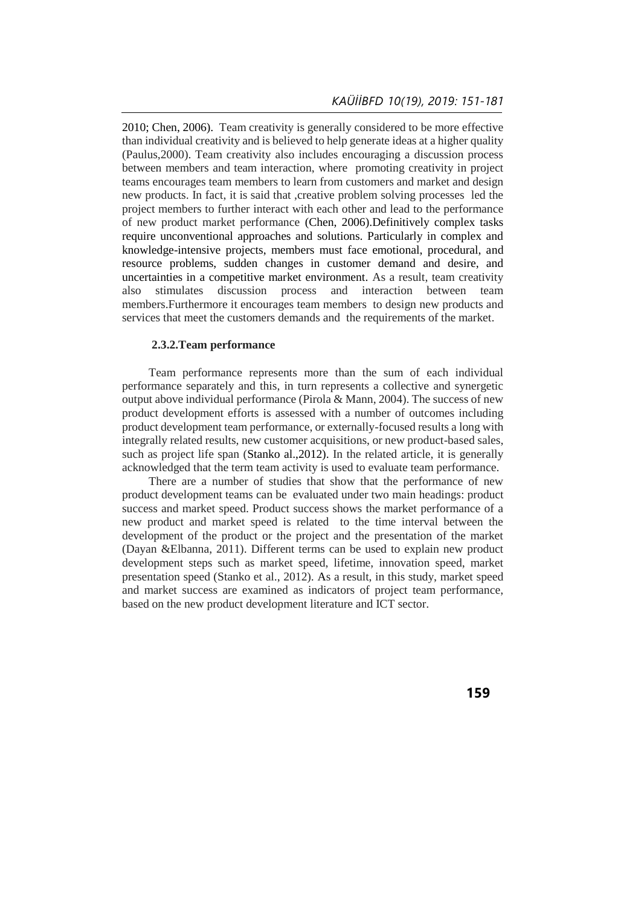2010; Chen, 2006). Team creativity is generally considered to be more effective than individual creativity and is believed to help generate ideas at a higher quality (Paulus,2000). Team creativity also includes encouraging a discussion process between members and team interaction, where promoting creativity in project teams encourages team members to learn from customers and market and design new products. In fact, it is said that ,creative problem solving processes led the project members to further interact with each other and lead to the performance of new product market performance (Chen, 2006).Definitively complex tasks require unconventional approaches and solutions. Particularly in complex and knowledge-intensive projects, members must face emotional, procedural, and resource problems, sudden changes in customer demand and desire, and uncertainties in a competitive market environment. As a result, team creativity also stimulates discussion process and interaction between team members.Furthermore it encourages team members to design new products and services that meet the customers demands and the requirements of the market.

### 2.3.2.Team performance

Team performance represents more than the sum of each individual performance separately and this, in turn represents a collective and synergetic output above individual performance (Pirola & Mann, 2004). The success of new product development efforts is assessed with a number of outcomes including product development team performance, or externally-focused results a long with integrally related results, new customer acquisitions, or new product-based sales, such as project life span (Stanko al.,2012). In the related article, it is generally acknowledged that the term team activity is used to evaluate team performance.

There are a number of studies that show that the performance of new product development teams can be evaluated under two main headings: product success and market speed. Product success shows the market performance of a new product and market speed is related to the time interval between the development of the product or the project and the presentation of the market (Dayan &Elbanna, 2011). Different terms can be used to explain new product development steps such as market speed, lifetime, innovation speed, market presentation speed (Stanko et al., 2012). As a result, in this study, market speed and market success are examined as indicators of project team performance, based on the new product development literature and ICT sector.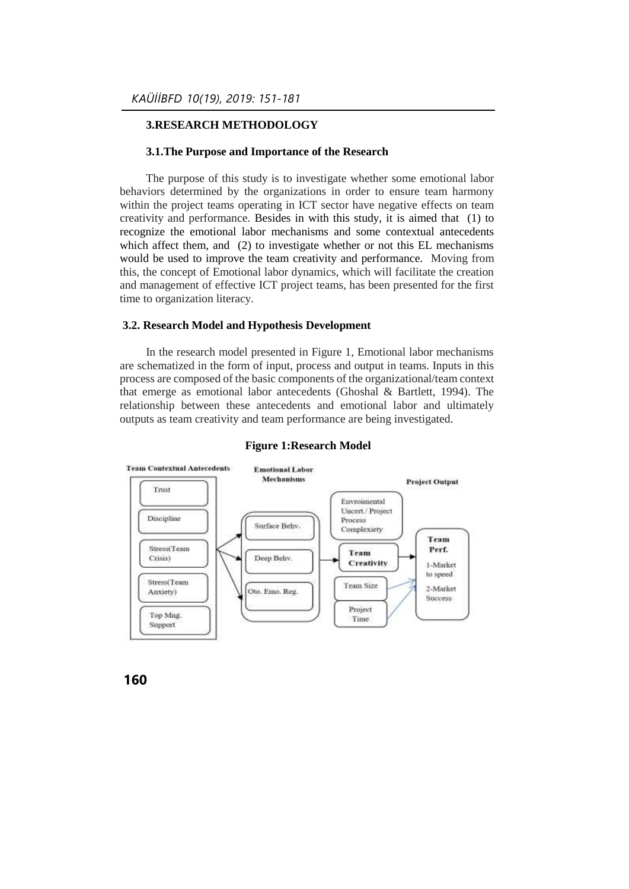## 3.RESEARCH METHODOLOGY

### 3.1.The Purpose and Importance of the Research

The purpose of this study is to investigate whether some emotional labor behaviors determined by the organizations in order to ensure team harmony within the project teams operating in ICT sector have negative effects on team creativity and performance. Besides in with this study, it is aimed that (1) to recognize the emotional labor mechanisms and some contextual antecedents which affect them, and (2) to investigate whether or not this EL mechanisms would be used to improve the team creativity and performance. Moving from this, the concept of Emotional labor dynamics, which will facilitate the creation and management of effective ICT project teams, has been presented for the first time to organization literacy.

### 3.2. Research Model and Hypothesis Development

In the research model presented in Figure 1, Emotional labor mechanisms are schematized in the form of input, process and output in teams. Inputs in this process are composed of the basic components of the organizational/team context that emerge as emotional labor antecedents (Ghoshal & Bartlett, 1994). The relationship between these antecedents and emotional labor and ultimately outputs as team creativity and team performance are being investigated.

**Figure 1:Research Model**

Team Contextual Antecedents: Trust; Discipline; Stress(Team Crisis); Stress(Team Anxiety); Top Mng. Support

Emotional Labor Mechanisms: Surface Behv.; Deep Behv.; Oto. Emo. Reg.

Envromental Uncert./ Project Process Complexiety; Team Creativity; Team Size; Project Time

Project Output: Team Perf. 1-Market to speed; 2-Market Success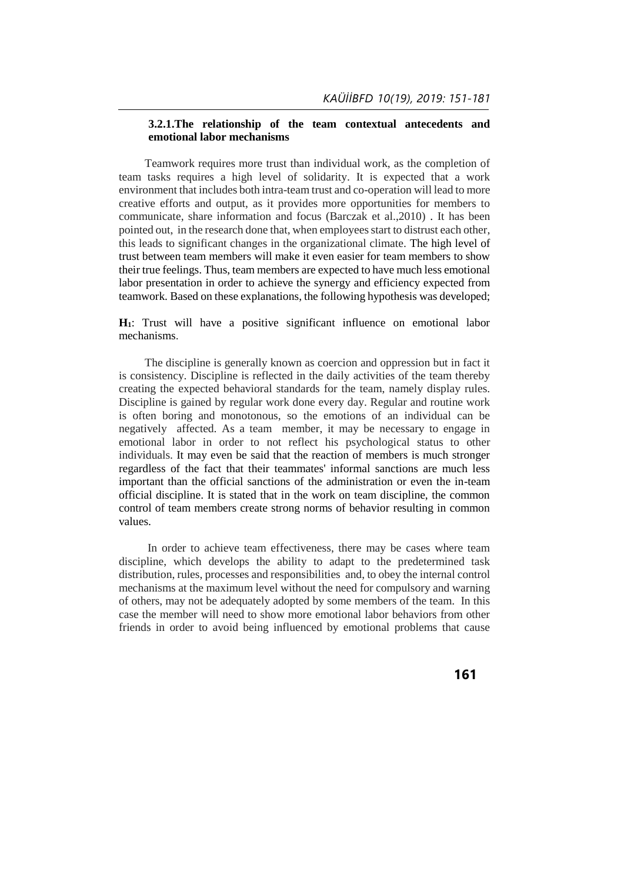### 3.2.1. The relationship of the team contextual antecedents and emotional labor mechanisms

Teamwork requires more trust than individual work, as the completion of team tasks requires a high level of solidarity. It is expected that a work environment that includes both intra-team trust and co-operation will lead to more creative efforts and output, as it provides more opportunities for members to communicate, share information and focus (Barczak et al.,2010) . It has been pointed out, in the research done that, when employees start to distrust each other, this leads to significant changes in the organizational climate. The high level of trust between team members will make it even easier for team members to show their true feelings. Thus, team members are expected to have much less emotional labor presentation in order to achieve the synergy and efficiency expected from teamwork. Based on these explanations, the following hypothesis was developed;

**H$_1$**: Trust will have a positive significant influence on emotional labor mechanisms.

The discipline is generally known as coercion and oppression but in fact it is consistency. Discipline is reflected in the daily activities of the team thereby creating the expected behavioral standards for the team, namely display rules. Discipline is gained by regular work done every day. Regular and routine work is often boring and monotonous, so the emotions of an individual can be negatively affected. As a team member, it may be necessary to engage in emotional labor in order to not reflect his psychological status to other individuals. It may even be said that the reaction of members is much stronger regardless of the fact that their teammates' informal sanctions are much less important than the official sanctions of the administration or even the in-team official discipline. It is stated that in the work on team discipline, the common control of team members create strong norms of behavior resulting in common values.

In order to achieve team effectiveness, there may be cases where team discipline, which develops the ability to adapt to the predetermined task distribution, rules, processes and responsibilities and, to obey the internal control mechanisms at the maximum level without the need for compulsory and warning of others, may not be adequately adopted by some members of the team. In this case the member will need to show more emotional labor behaviors from other friends in order to avoid being influenced by emotional problems that cause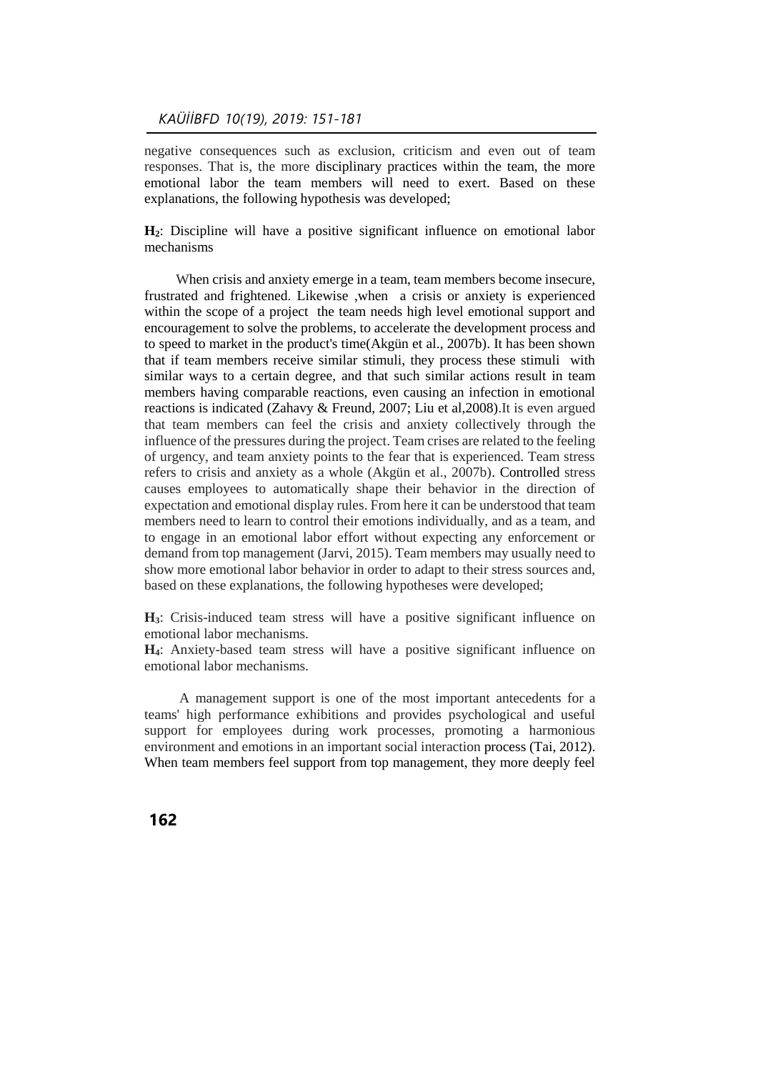negative consequences such as exclusion, criticism and even out of team responses. That is, the more disciplinary practices within the team, the more emotional labor the team members will need to exert. Based on these explanations, the following hypothesis was developed;

**H$_2$**: Discipline will have a positive significant influence on emotional labor mechanisms

When crisis and anxiety emerge in a team, team members become insecure, frustrated and frightened. Likewise ,when a crisis or anxiety is experienced within the scope of a project the team needs high level emotional support and encouragement to solve the problems, to accelerate the development process and to speed to market in the product's time(Akgün et al., 2007b). It has been shown that if team members receive similar stimuli, they process these stimuli with similar ways to a certain degree, and that such similar actions result in team members having comparable reactions, even causing an infection in emotional reactions is indicated (Zahavy & Freund, 2007; Liu et al,2008).It is even argued that team members can feel the crisis and anxiety collectively through the influence of the pressures during the project. Team crises are related to the feeling of urgency, and team anxiety points to the fear that is experienced. Team stress refers to crisis and anxiety as a whole (Akgün et al., 2007b). Controlled stress causes employees to automatically shape their behavior in the direction of expectation and emotional display rules. From here it can be understood that team members need to learn to control their emotions individually, and as a team, and to engage in an emotional labor effort without expecting any enforcement or demand from top management (Jarvi, 2015). Team members may usually need to show more emotional labor behavior in order to adapt to their stress sources and, based on these explanations, the following hypotheses were developed;

**H$_3$**: Crisis-induced team stress will have a positive significant influence on emotional labor mechanisms.
**H$_4$**: Anxiety-based team stress will have a positive significant influence on emotional labor mechanisms.

A management support is one of the most important antecedents for a teams' high performance exhibitions and provides psychological and useful support for employees during work processes, promoting a harmonious environment and emotions in an important social interaction process (Tai, 2012). When team members feel support from top management, they more deeply feel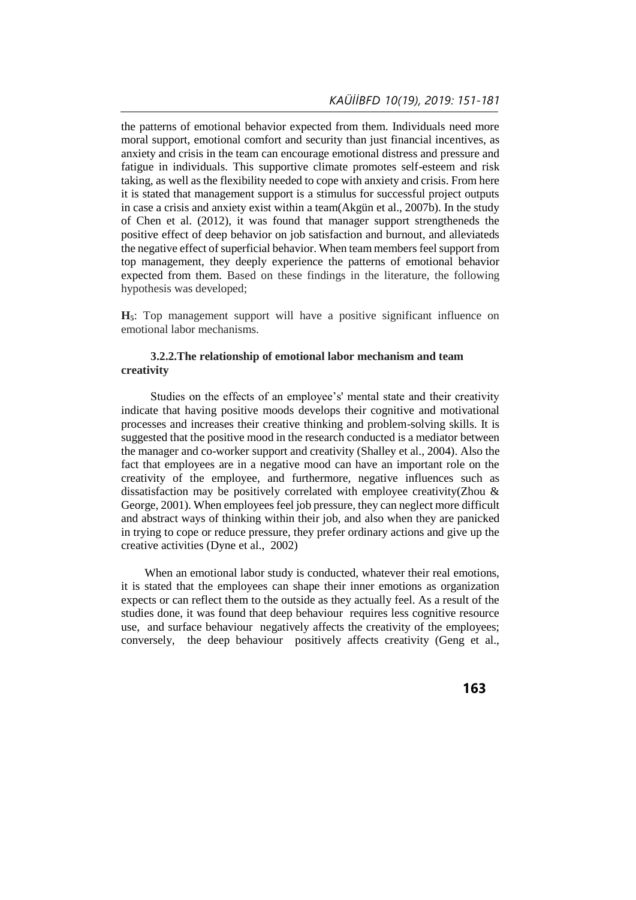the patterns of emotional behavior expected from them. Individuals need more moral support, emotional comfort and security than just financial incentives, as anxiety and crisis in the team can encourage emotional distress and pressure and fatigue in individuals. This supportive climate promotes self-esteem and risk taking, as well as the flexibility needed to cope with anxiety and crisis. From here it is stated that management support is a stimulus for successful project outputs in case a crisis and anxiety exist within a team(Akgün et al., 2007b). In the study of Chen et al. (2012), it was found that manager support strengtheneds the positive effect of deep behavior on job satisfaction and burnout, and alleviateds the negative effect of superficial behavior. When team members feel support from top management, they deeply experience the patterns of emotional behavior expected from them. Based on these findings in the literature, the following hypothesis was developed;

**H$_5$**: Top management support will have a positive significant influence on emotional labor mechanisms.

### 3.2.2.The relationship of emotional labor mechanism and team creativity

Studies on the effects of an employee's' mental state and their creativity indicate that having positive moods develops their cognitive and motivational processes and increases their creative thinking and problem-solving skills. It is suggested that the positive mood in the research conducted is a mediator between the manager and co-worker support and creativity (Shalley et al., 2004). Also the fact that employees are in a negative mood can have an important role on the creativity of the employee, and furthermore, negative influences such as dissatisfaction may be positively correlated with employee creativity(Zhou & George, 2001). When employees feel job pressure, they can neglect more difficult and abstract ways of thinking within their job, and also when they are panicked in trying to cope or reduce pressure, they prefer ordinary actions and give up the creative activities (Dyne et al., 2002)

When an emotional labor study is conducted, whatever their real emotions, it is stated that the employees can shape their inner emotions as organization expects or can reflect them to the outside as they actually feel. As a result of the studies done, it was found that deep behaviour requires less cognitive resource use, and surface behaviour negatively affects the creativity of the employees; conversely, the deep behaviour positively affects creativity (Geng et al.,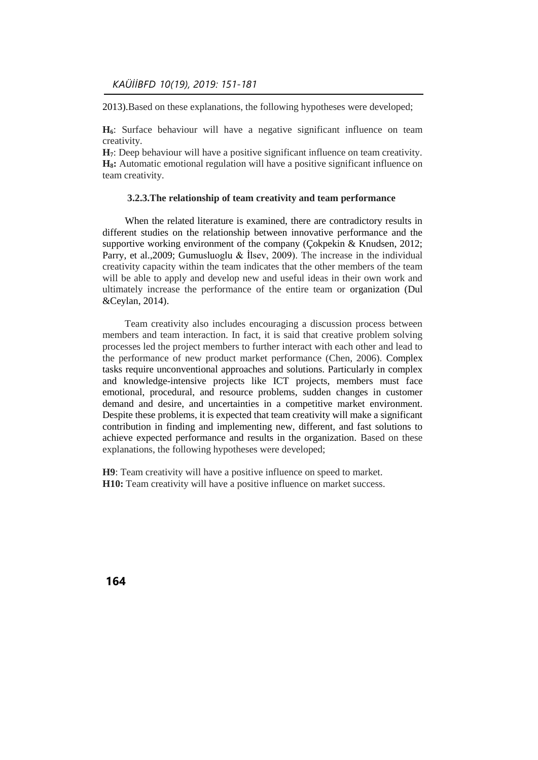2013).Based on these explanations, the following hypotheses were developed;

**$H_6$**: Surface behaviour will have a negative significant influence on team creativity.
**$H_7$**: Deep behaviour will have a positive significant influence on team creativity.
**$H_8$:** Automatic emotional regulation will have a positive significant influence on team creativity.

### 3.2.3.The relationship of team creativity and team performance

When the related literature is examined, there are contradictory results in different studies on the relationship between innovative performance and the supportive working environment of the company (Çokpekin & Knudsen, 2012; Parry, et al.,2009; Gumusluoglu & İlsev, 2009). The increase in the individual creativity capacity within the team indicates that the other members of the team will be able to apply and develop new and useful ideas in their own work and ultimately increase the performance of the entire team or organization (Dul &Ceylan, 2014).

Team creativity also includes encouraging a discussion process between members and team interaction. In fact, it is said that creative problem solving processes led the project members to further interact with each other and lead to the performance of new product market performance (Chen, 2006). Complex tasks require unconventional approaches and solutions. Particularly in complex and knowledge-intensive projects like ICT projects, members must face emotional, procedural, and resource problems, sudden changes in customer demand and desire, and uncertainties in a competitive market environment. Despite these problems, it is expected that team creativity will make a significant contribution in finding and implementing new, different, and fast solutions to achieve expected performance and results in the organization. Based on these explanations, the following hypotheses were developed;

**H9**: Team creativity will have a positive influence on speed to market.
**H10:** Team creativity will have a positive influence on market success.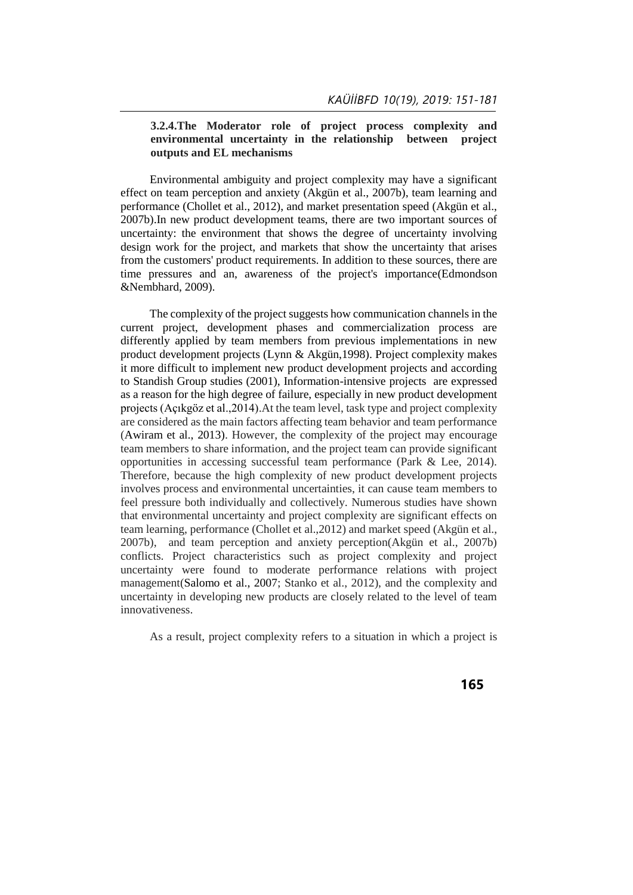### 3.2.4.The Moderator role of project process complexity and environmental uncertainty in the relationship between project outputs and EL mechanisms

Environmental ambiguity and project complexity may have a significant effect on team perception and anxiety (Akgün et al., 2007b), team learning and performance (Chollet et al., 2012), and market presentation speed (Akgün et al., 2007b).In new product development teams, there are two important sources of uncertainty: the environment that shows the degree of uncertainty involving design work for the project, and markets that show the uncertainty that arises from the customers' product requirements. In addition to these sources, there are time pressures and an, awareness of the project's importance(Edmondson &Nembhard, 2009).

The complexity of the project suggests how communication channels in the current project, development phases and commercialization process are differently applied by team members from previous implementations in new product development projects (Lynn & Akgün,1998). Project complexity makes it more difficult to implement new product development projects and according to Standish Group studies (2001), Information-intensive projects are expressed as a reason for the high degree of failure, especially in new product development projects (Açıkgöz et al.,2014).At the team level, task type and project complexity are considered as the main factors affecting team behavior and team performance (Awiram et al., 2013). However, the complexity of the project may encourage team members to share information, and the project team can provide significant opportunities in accessing successful team performance (Park & Lee, 2014). Therefore, because the high complexity of new product development projects involves process and environmental uncertainties, it can cause team members to feel pressure both individually and collectively. Numerous studies have shown that environmental uncertainty and project complexity are significant effects on team learning, performance (Chollet et al.,2012) and market speed (Akgün et al., 2007b), and team perception and anxiety perception(Akgün et al., 2007b) conflicts. Project characteristics such as project complexity and project uncertainty were found to moderate performance relations with project management(Salomo et al., 2007; Stanko et al., 2012), and the complexity and uncertainty in developing new products are closely related to the level of team innovativeness.

As a result, project complexity refers to a situation in which a project is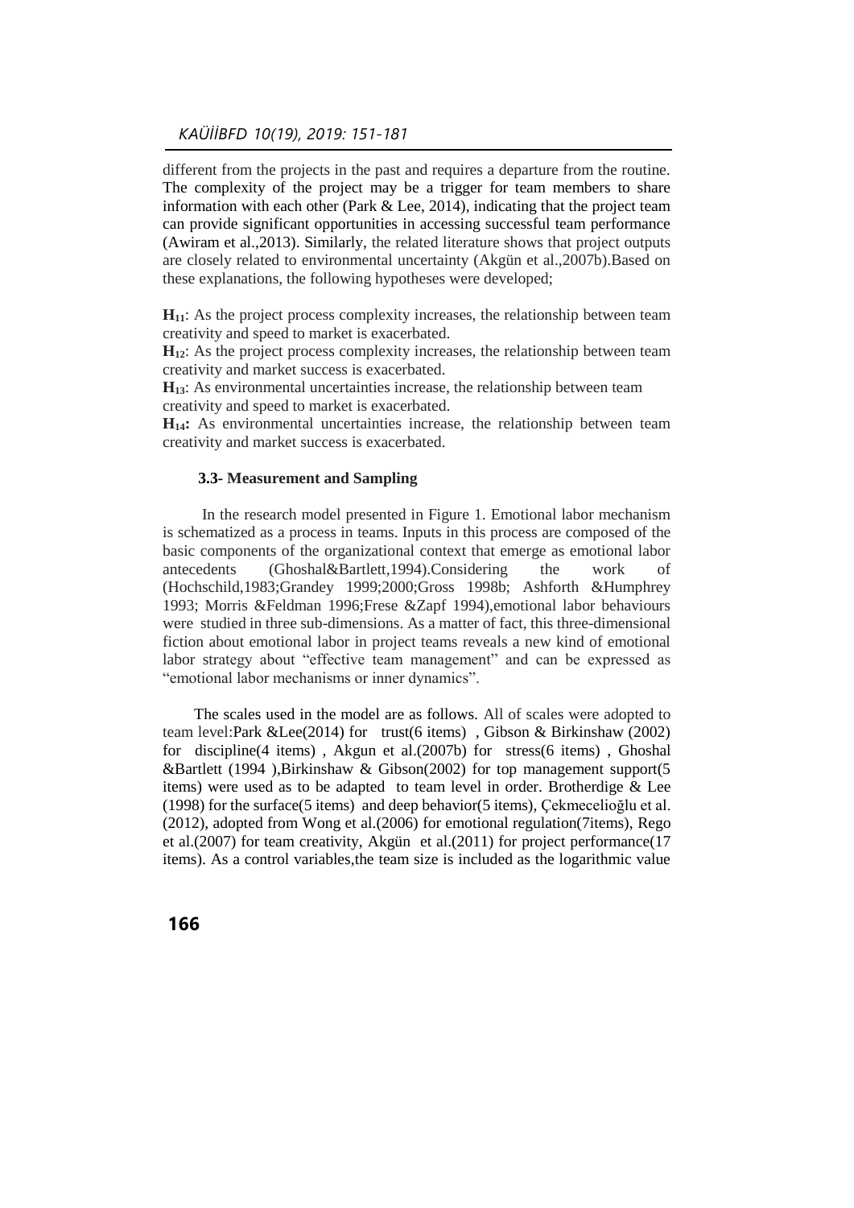different from the projects in the past and requires a departure from the routine. The complexity of the project may be a trigger for team members to share information with each other (Park & Lee, 2014), indicating that the project team can provide significant opportunities in accessing successful team performance (Awiram et al.,2013). Similarly, the related literature shows that project outputs are closely related to environmental uncertainty (Akgün et al.,2007b).Based on these explanations, the following hypotheses were developed;

**$H_{11}$**: As the project process complexity increases, the relationship between team creativity and speed to market is exacerbated.

**$H_{12}$**: As the project process complexity increases, the relationship between team creativity and market success is exacerbated.

**$H_{13}$**: As environmental uncertainties increase, the relationship between team creativity and speed to market is exacerbated.

**$H_{14}$:** As environmental uncertainties increase, the relationship between team creativity and market success is exacerbated.

### 3.3- Measurement and Sampling

In the research model presented in Figure 1. Emotional labor mechanism is schematized as a process in teams. Inputs in this process are composed of the basic components of the organizational context that emerge as emotional labor antecedents (Ghoshal&Bartlett,1994).Considering the work of (Hochschild,1983;Grandey 1999;2000;Gross 1998b; Ashforth &Humphrey 1993; Morris &Feldman 1996;Frese &Zapf 1994),emotional labor behaviours were studied in three sub-dimensions. As a matter of fact, this three-dimensional fiction about emotional labor in project teams reveals a new kind of emotional labor strategy about "effective team management" and can be expressed as "emotional labor mechanisms or inner dynamics".

The scales used in the model are as follows. All of scales were adopted to team level:Park &Lee(2014) for trust(6 items) , Gibson & Birkinshaw (2002) for discipline(4 items) , Akgun et al.(2007b) for stress(6 items) , Ghoshal &Bartlett (1994 ),Birkinshaw & Gibson(2002) for top management support(5 items) were used as to be adapted to team level in order. Brotherdige & Lee (1998) for the surface(5 items) and deep behavior(5 items), Çekmecelioğlu et al. (2012), adopted from Wong et al.(2006) for emotional regulation(7items), Rego et al.(2007) for team creativity, Akgün et al.(2011) for project performance(17 items). As a control variables,the team size is included as the logarithmic value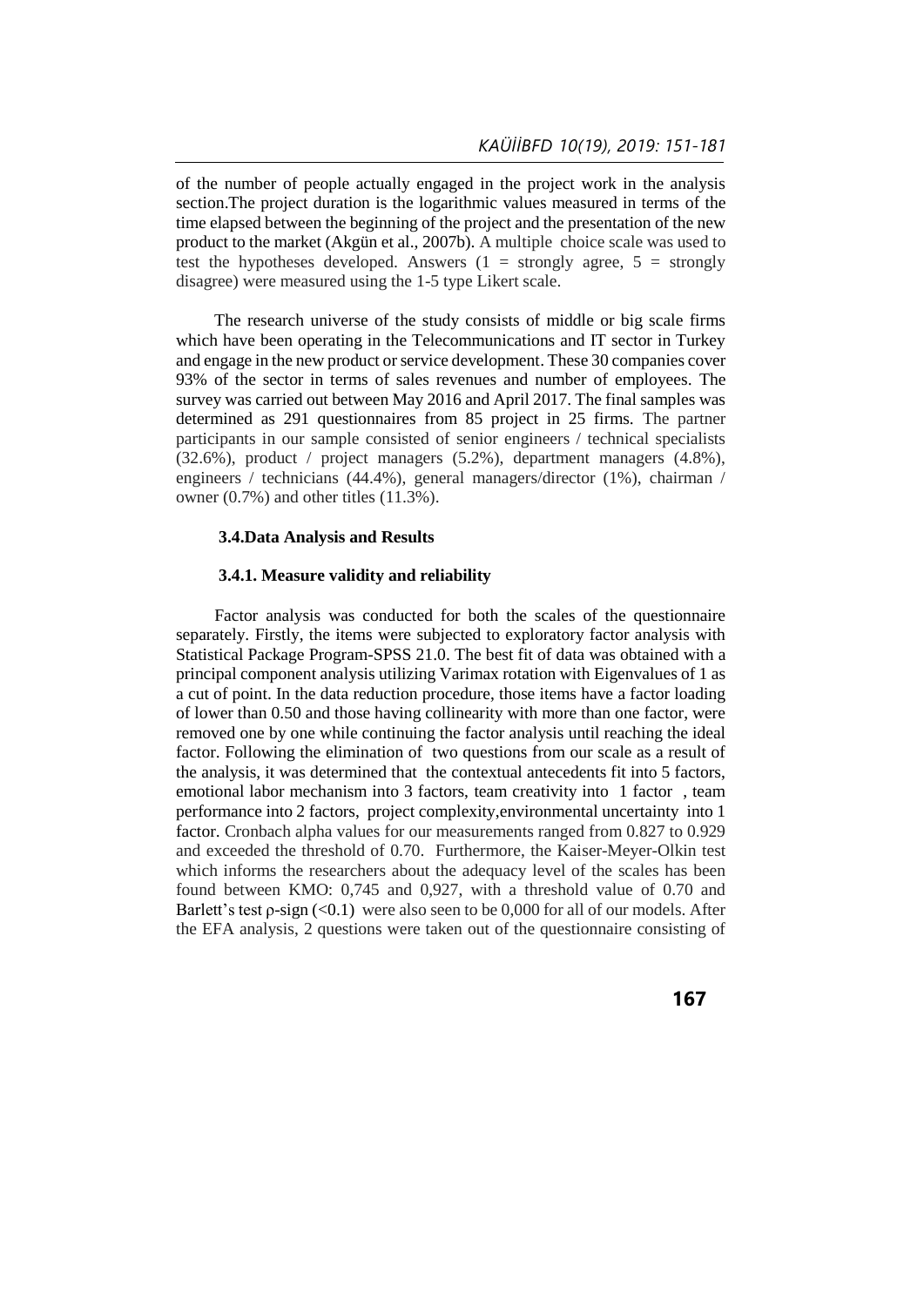of the number of people actually engaged in the project work in the analysis section.The project duration is the logarithmic values measured in terms of the time elapsed between the beginning of the project and the presentation of the new product to the market (Akgün et al., 2007b). A multiple choice scale was used to test the hypotheses developed. Answers (1 = strongly agree, 5 = strongly disagree) were measured using the 1-5 type Likert scale.

The research universe of the study consists of middle or big scale firms which have been operating in the Telecommunications and IT sector in Turkey and engage in the new product or service development. These 30 companies cover 93% of the sector in terms of sales revenues and number of employees. The survey was carried out between May 2016 and April 2017. The final samples was determined as 291 questionnaires from 85 project in 25 firms. The partner participants in our sample consisted of senior engineers / technical specialists (32.6%), product / project managers (5.2%), department managers (4.8%), engineers / technicians (44.4%), general managers/director (1%), chairman / owner (0.7%) and other titles (11.3%).

### 3.4.Data Analysis and Results

#### 3.4.1. Measure validity and reliability

Factor analysis was conducted for both the scales of the questionnaire separately. Firstly, the items were subjected to exploratory factor analysis with Statistical Package Program-SPSS 21.0. The best fit of data was obtained with a principal component analysis utilizing Varimax rotation with Eigenvalues of 1 as a cut of point. In the data reduction procedure, those items have a factor loading of lower than 0.50 and those having collinearity with more than one factor, were removed one by one while continuing the factor analysis until reaching the ideal factor. Following the elimination of two questions from our scale as a result of the analysis, it was determined that the contextual antecedents fit into 5 factors, emotional labor mechanism into 3 factors, team creativity into 1 factor , team performance into 2 factors, project complexity,environmental uncertainty into 1 factor. Cronbach alpha values for our measurements ranged from 0.827 to 0.929 and exceeded the threshold of 0.70. Furthermore, the Kaiser-Meyer-Olkin test which informs the researchers about the adequacy level of the scales has been found between KMO: 0,745 and 0,927, with a threshold value of 0.70 and Barlett's test ρ-sign (<0.1) were also seen to be 0,000 for all of our models. After the EFA analysis, 2 questions were taken out of the questionnaire consisting of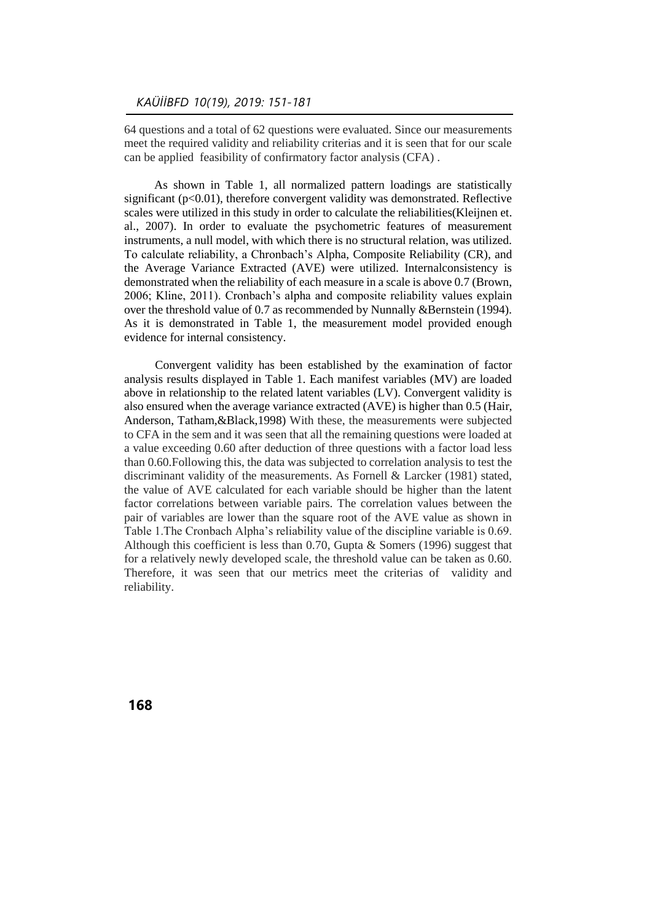64 questions and a total of 62 questions were evaluated. Since our measurements meet the required validity and reliability criterias and it is seen that for our scale can be applied feasibility of confirmatory factor analysis (CFA) .

As shown in Table 1, all normalized pattern loadings are statistically significant ($p<0.01$), therefore convergent validity was demonstrated. Reflective scales were utilized in this study in order to calculate the reliabilities(Kleijnen et. al., 2007). In order to evaluate the psychometric features of measurement instruments, a null model, with which there is no structural relation, was utilized. To calculate reliability, a Chronbach's Alpha, Composite Reliability (CR), and the Average Variance Extracted (AVE) were utilized. Internalconsistency is demonstrated when the reliability of each measure in a scale is above 0.7 (Brown, 2006; Kline, 2011). Cronbach's alpha and composite reliability values explain over the threshold value of 0.7 as recommended by Nunnally &Bernstein (1994). As it is demonstrated in Table 1, the measurement model provided enough evidence for internal consistency.

Convergent validity has been established by the examination of factor analysis results displayed in Table 1. Each manifest variables (MV) are loaded above in relationship to the related latent variables (LV). Convergent validity is also ensured when the average variance extracted (AVE) is higher than 0.5 (Hair, Anderson, Tatham,&Black,1998) With these, the measurements were subjected to CFA in the sem and it was seen that all the remaining questions were loaded at a value exceeding 0.60 after deduction of three questions with a factor load less than 0.60.Following this, the data was subjected to correlation analysis to test the discriminant validity of the measurements. As Fornell & Larcker (1981) stated, the value of AVE calculated for each variable should be higher than the latent factor correlations between variable pairs. The correlation values between the pair of variables are lower than the square root of the AVE value as shown in Table 1.The Cronbach Alpha's reliability value of the discipline variable is 0.69. Although this coefficient is less than 0.70, Gupta & Somers (1996) suggest that for a relatively newly developed scale, the threshold value can be taken as 0.60. Therefore, it was seen that our metrics meet the criterias of validity and reliability.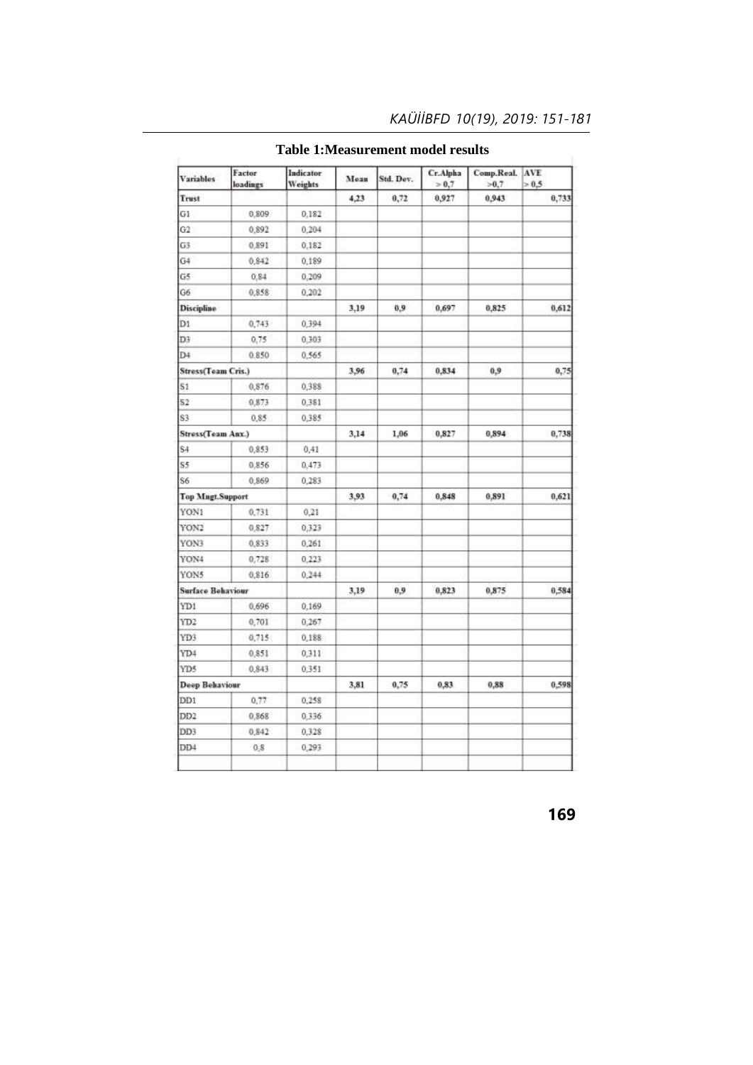**Table 1:Measurement model results**

| Variables | Factor loadings | Indicator Weights | Mean | Std. Dev. | Cr.Alpha > 0,7 | Comp.Real. >0,7 | AVE > 0,5 |
|---|---|---|---|---|---|---|---|
| **Trust** | | | 4,23 | 0,72 | 0,927 | 0,943 | 0,733 |
| G1 | 0,809 | 0,182 | | | | | |
| G2 | 0,892 | 0,204 | | | | | |
| G3 | 0,891 | 0,182 | | | | | |
| G4 | 0,842 | 0,189 | | | | | |
| G5 | 0,84 | 0,209 | | | | | |
| G6 | 0,858 | 0,202 | | | | | |
| **Discipline** | | | 3,19 | 0,9 | 0,697 | 0,825 | 0,612 |
| D1 | 0,743 | 0,394 | | | | | |
| D3 | 0,75 | 0,303 | | | | | |
| D4 | 0.850 | 0,565 | | | | | |
| **Stress(Team Cris.)** | | | 3,96 | 0,74 | 0,834 | 0,9 | 0,75 |
| S1 | 0,876 | 0,388 | | | | | |
| S2 | 0,873 | 0,381 | | | | | |
| S3 | 0,85 | 0,385 | | | | | |
| **Stress(Team Anx.)** | | | 3,14 | 1,06 | 0,827 | 0,894 | 0,738 |
| S4 | 0,853 | 0,41 | | | | | |
| S5 | 0,856 | 0,473 | | | | | |
| S6 | 0,869 | 0,283 | | | | | |
| **Top Mngt.Support** | | | 3,93 | 0,74 | 0,848 | 0,891 | 0,621 |
| YON1 | 0,731 | 0,21 | | | | | |
| YON2 | 0,827 | 0,323 | | | | | |
| YON3 | 0,833 | 0,261 | | | | | |
| YON4 | 0,728 | 0,223 | | | | | |
| YON5 | 0,816 | 0,244 | | | | | |
| **Surface Behaviour** | | | 3,19 | 0,9 | 0,823 | 0,875 | 0,584 |
| YD1 | 0,696 | 0,169 | | | | | |
| YD2 | 0,701 | 0,267 | | | | | |
| YD3 | 0,715 | 0,188 | | | | | |
| YD4 | 0,851 | 0,311 | | | | | |
| YD5 | 0,843 | 0,351 | | | | | |
| **Deep Behaviour** | | | 3,81 | 0,75 | 0,83 | 0,88 | 0,598 |
| DD1 | 0,77 | 0,258 | | | | | |
| DD2 | 0,868 | 0,336 | | | | | |
| DD3 | 0,842 | 0,328 | | | | | |
| DD4 | 0,8 | 0,293 | | | | | |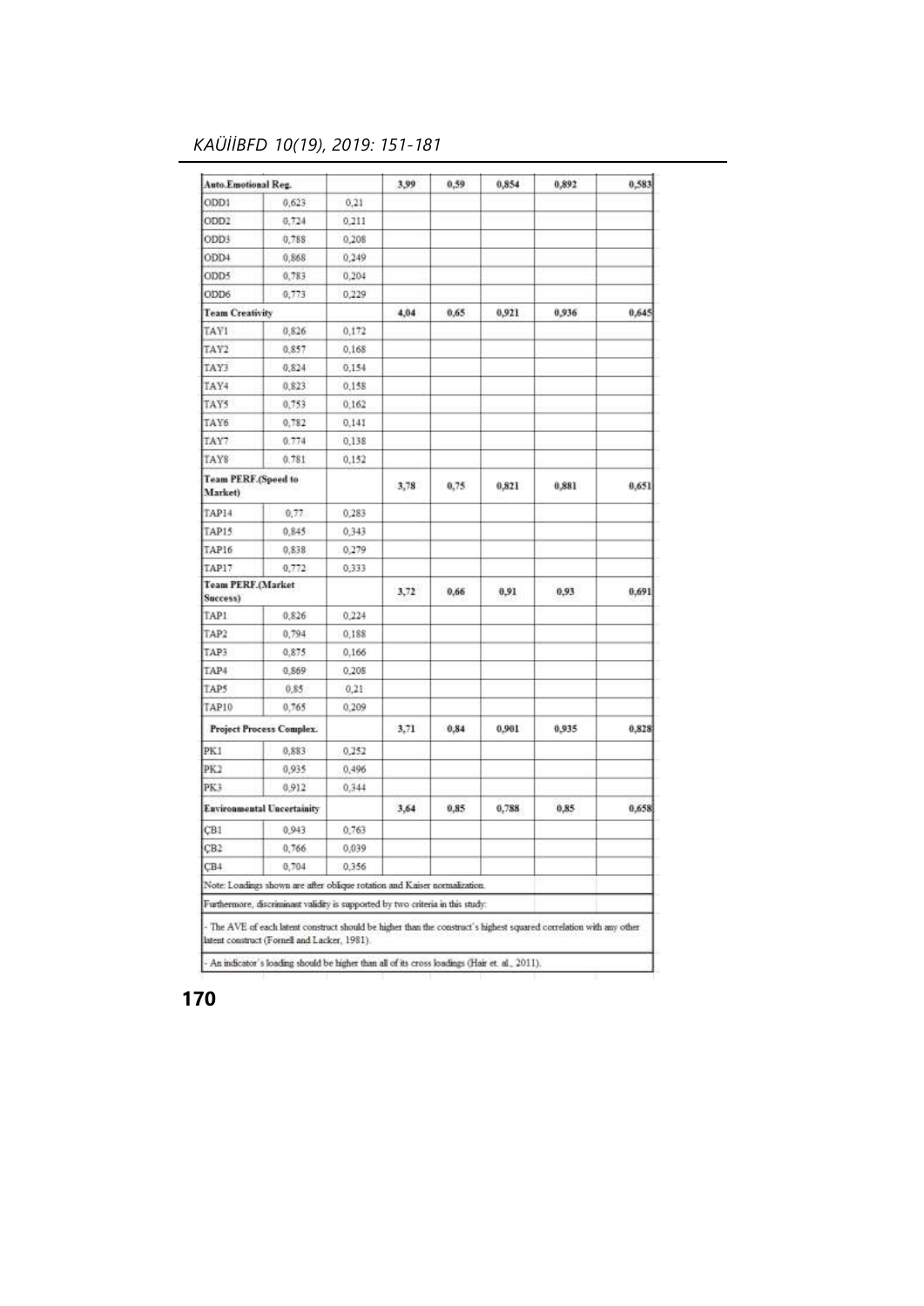| Auto.Emotional Reg. | | | 3,99 | 0,59 | 0,854 | 0,892 | 0,583 |
|---|---|---|---|---|---|---|---|
| ODD1 | 0,623 | 0,21 | | | | | |
| ODD2 | 0,724 | 0,211 | | | | | |
| ODD3 | 0,788 | 0,208 | | | | | |
| ODD4 | 0,868 | 0,249 | | | | | |
| ODD5 | 0,783 | 0,204 | | | | | |
| ODD6 | 0,773 | 0,229 | | | | | |
| **Team Creativity** | | | 4,04 | 0,65 | 0,921 | 0,936 | 0,645 |
| TAY1 | 0,826 | 0,172 | | | | | |
| TAY2 | 0,857 | 0,168 | | | | | |
| TAY3 | 0,824 | 0,154 | | | | | |
| TAY4 | 0,823 | 0,158 | | | | | |
| TAY5 | 0,753 | 0,162 | | | | | |
| TAY6 | 0,782 | 0,141 | | | | | |
| TAY7 | 0.774 | 0,138 | | | | | |
| TAY8 | 0.781 | 0,152 | | | | | |
| **Team PERF.(Speed to Market)** | | | 3,78 | 0,75 | 0,821 | 0,881 | 0,651 |
| TAP14 | 0,77 | 0,283 | | | | | |
| TAP15 | 0,845 | 0,343 | | | | | |
| TAP16 | 0,838 | 0,279 | | | | | |
| TAP17 | 0,772 | 0,333 | | | | | |
| **Team PERF.(Market Success)** | | | 3,72 | 0,66 | 0,91 | 0,93 | 0,691 |
| TAP1 | 0,826 | 0,224 | | | | | |
| TAP2 | 0,794 | 0,188 | | | | | |
| TAP3 | 0,875 | 0,166 | | | | | |
| TAP4 | 0,869 | 0,208 | | | | | |
| TAP5 | 0,85 | 0,21 | | | | | |
| TAP10 | 0,765 | 0,209 | | | | | |
| **Project Process Complex.** | | | 3,71 | 0,84 | 0,901 | 0,935 | 0,828 |
| PK1 | 0,883 | 0,252 | | | | | |
| PK2 | 0,935 | 0,496 | | | | | |
| PK3 | 0,912 | 0,344 | | | | | |
| **Environmental Uncertainity** | | | 3,64 | 0,85 | 0,788 | 0,85 | 0,658 |
| ÇB1 | 0,943 | 0,763 | | | | | |
| ÇB2 | 0,766 | 0,039 | | | | | |
| ÇB4 | 0,704 | 0,356 | | | | | |

Note: Loadings shown are after oblique rotation and Kaiser normalization.

Furthermore, discriminant validity is supported by two criteria in this study:

- The AVE of each latent construct should be higher than the construct's highest squared correlation with any other latent construct (Fornell and Lacker, 1981).

- An indicator's loading should be higher than all of its cross loadings (Hair et. al., 2011).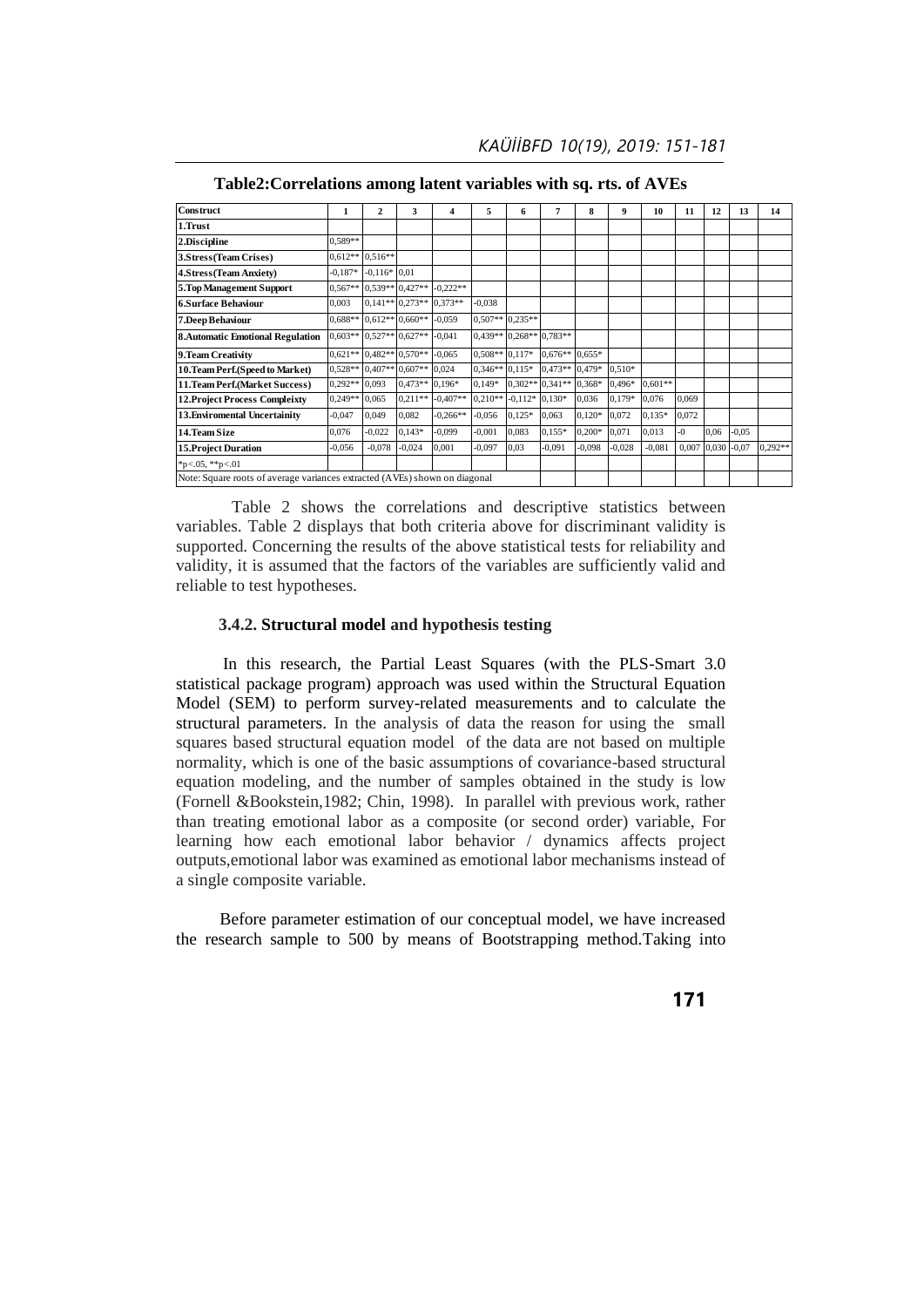**Table2:Correlations among latent variables with sq. rts. of AVEs**

| Construct | 1 | 2 | 3 | 4 | 5 | 6 | 7 | 8 | 9 | 10 | 11 | 12 | 13 | 14 |
|---|---|---|---|---|---|---|---|---|---|---|---|---|---|---|
| **1.Trust** | | | | | | | | | | | | | | |
| **2.Discipline** | 0,589** | | | | | | | | | | | | | |
| **3.Stress(Team Crises)** | 0,612** | 0,516** | | | | | | | | | | | | |
| **4.Stress(Team Anxiety)** | -0,187* | -0,116* | 0,01 | | | | | | | | | | | |
| **5.Top Management Support** | 0,567** | 0,539** | 0,427** | -0,222** | | | | | | | | | | |
| **6.Surface Behaviour** | 0,003 | 0,141** | 0,273** | 0,373** | -0,038 | | | | | | | | | |
| **7.Deep Behaviour** | 0,688** | 0,612** | 0,660** | -0,059 | 0,507** | 0,235** | | | | | | | | |
| **8.Automatic Emotional Regulation** | 0,603** | 0,527** | 0,627** | -0,041 | 0,439** | 0,268** | 0,783** | | | | | | | |
| **9.Team Creativity** | 0,621** | 0,482** | 0,570** | -0,065 | 0,508** | 0,117* | 0,676** | 0,655* | | | | | | |
| **10.Team Perf.(Speed to Market)** | 0,528** | 0,407** | 0,607** | 0,024 | 0,346** | 0,115* | 0,473** | 0,479* | 0,510* | | | | | |
| **11.Team Perf.(Market Success)** | 0,292** | 0,093 | 0,473** | 0,196* | 0,149* | 0,302** | 0,341** | 0,368* | 0,496* | 0,601** | | | | |
| **12.Project Process Compleixty** | 0,249** | 0,065 | 0,211** | -0,407** | 0,210** | -0,112* | 0,130* | 0,036 | 0,179* | 0,076 | 0,069 | | | |
| **13.Enviromental Uncertainity** | -0,047 | 0,049 | 0,082 | -0,266** | -0,056 | 0,125* | 0,063 | 0,120* | 0,072 | 0,135* | 0,072 | | | |
| **14.Team Size** | 0,076 | -0,022 | 0,143* | -0,099 | -0,001 | 0,083 | 0,155* | 0,200* | 0,071 | 0,013 | -0 | 0,06 | -0,05 | |
| **15.Project Duration** | -0,056 | -0,078 | -0,024 | 0,001 | -0,097 | 0,03 | -0,091 | -0,098 | -0,028 | -0,081 | 0,007 | 0,030 | -0,07 | 0,292** |

*p<.05, **p<.01

Note: Square roots of average variances extracted (AVEs) shown on diagonal

Table 2 shows the correlations and descriptive statistics between variables. Table 2 displays that both criteria above for discriminant validity is supported. Concerning the results of the above statistical tests for reliability and validity, it is assumed that the factors of the variables are sufficiently valid and reliable to test hypotheses.

### 3.4.2. Structural model and hypothesis testing

In this research, the Partial Least Squares (with the PLS-Smart 3.0 statistical package program) approach was used within the Structural Equation Model (SEM) to perform survey-related measurements and to calculate the structural parameters. In the analysis of data the reason for using the small squares based structural equation model of the data are not based on multiple normality, which is one of the basic assumptions of covariance-based structural equation modeling, and the number of samples obtained in the study is low (Fornell &Bookstein,1982; Chin, 1998). In parallel with previous work, rather than treating emotional labor as a composite (or second order) variable, For learning how each emotional labor behavior / dynamics affects project outputs,emotional labor was examined as emotional labor mechanisms instead of a single composite variable.

Before parameter estimation of our conceptual model, we have increased the research sample to 500 by means of Bootstrapping method.Taking into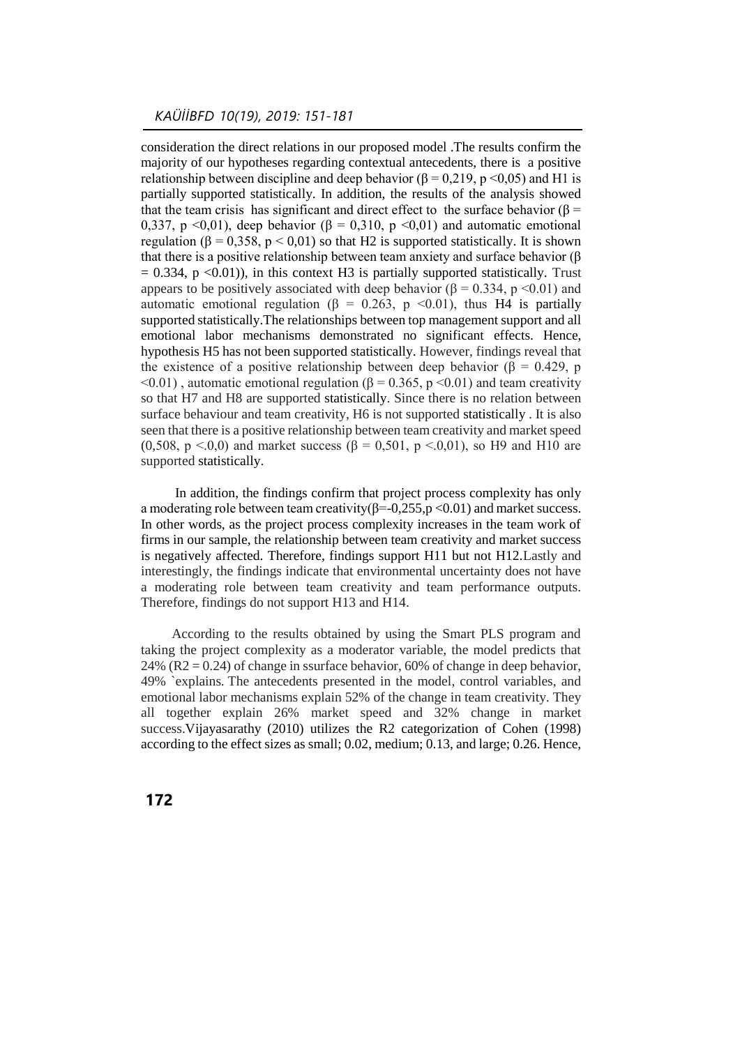consideration the direct relations in our proposed model .The results confirm the majority of our hypotheses regarding contextual antecedents, there is a positive relationship between discipline and deep behavior ($\beta = 0,219$, $p < 0,05$) and H1 is partially supported statistically. In addition, the results of the analysis showed that the team crisis has significant and direct effect to the surface behavior ($\beta = 0,337$, $p < 0,01$), deep behavior ($\beta = 0,310$, $p < 0,01$) and automatic emotional regulation ($\beta = 0,358$, $p < 0,01$) so that H2 is supported statistically. It is shown that there is a positive relationship between team anxiety and surface behavior ($\beta = 0.334$, $p < 0.01$)), in this context H3 is partially supported statistically. Trust appears to be positively associated with deep behavior ($\beta = 0.334$, $p < 0.01$) and automatic emotional regulation ($\beta = 0.263$, $p < 0.01$), thus H4 is partially supported statistically.The relationships between top management support and all emotional labor mechanisms demonstrated no significant effects. Hence, hypothesis H5 has not been supported statistically. However, findings reveal that the existence of a positive relationship between deep behavior ($\beta = 0.429$, $p < 0.01$) , automatic emotional regulation ($\beta = 0.365$, $p < 0.01$) and team creativity so that H7 and H8 are supported statistically. Since there is no relation between surface behaviour and team creativity, H6 is not supported statistically . It is also seen that there is a positive relationship between team creativity and market speed (0,508, $p <.0,0$) and market success ($\beta = 0,501$, $p <.0,01$), so H9 and H10 are supported statistically.

In addition, the findings confirm that project process complexity has only a moderating role between team creativity($\beta=-0,255$,$p < 0.01$) and market success. In other words, as the project process complexity increases in the team work of firms in our sample, the relationship between team creativity and market success is negatively affected. Therefore, findings support H11 but not H12.Lastly and interestingly, the findings indicate that environmental uncertainty does not have a moderating role between team creativity and team performance outputs. Therefore, findings do not support H13 and H14.

According to the results obtained by using the Smart PLS program and taking the project complexity as a moderator variable, the model predicts that 24% ($R2 = 0.24$) of change in ssurface behavior, 60% of change in deep behavior, 49% `explains. The antecedents presented in the model, control variables, and emotional labor mechanisms explain 52% of the change in team creativity. They all together explain 26% market speed and 32% change in market success.Vijayasarathy (2010) utilizes the R2 categorization of Cohen (1998) according to the effect sizes as small; 0.02, medium; 0.13, and large; 0.26. Hence,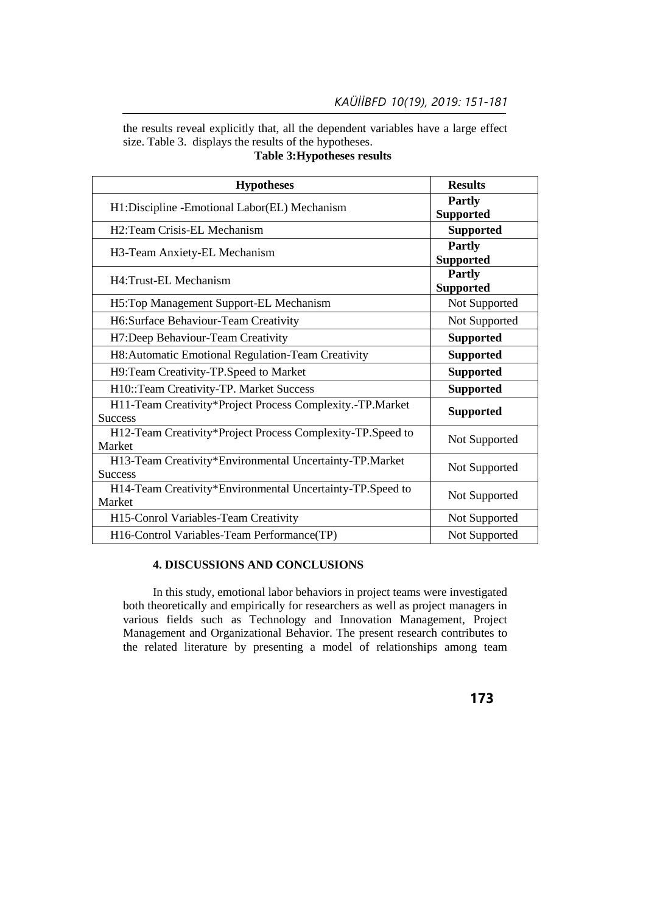the results reveal explicitly that, all the dependent variables have a large effect size. Table 3. displays the results of the hypotheses.

**Table 3:Hypotheses results**

| **Hypotheses** | **Results** |
|---|---|
| H1:Discipline -Emotional Labor(EL) Mechanism | **Partly Supported** |
| H2:Team Crisis-EL Mechanism | **Supported** |
| H3-Team Anxiety-EL Mechanism | **Partly Supported** |
| H4:Trust-EL Mechanism | **Partly Supported** |
| H5:Top Management Support-EL Mechanism | Not Supported |
| H6:Surface Behaviour-Team Creativity | Not Supported |
| H7:Deep Behaviour-Team Creativity | **Supported** |
| H8:Automatic Emotional Regulation-Team Creativity | **Supported** |
| H9:Team Creativity-TP.Speed to Market | **Supported** |
| H10::Team Creativity-TP. Market Success | **Supported** |
| H11-Team Creativity*Project Process Complexity.-TP.Market Success | **Supported** |
| H12-Team Creativity*Project Process Complexity-TP.Speed to Market | Not Supported |
| H13-Team Creativity*Environmental Uncertainty-TP.Market Success | Not Supported |
| H14-Team Creativity*Environmental Uncertainty-TP.Speed to Market | Not Supported |
| H15-Conrol Variables-Team Creativity | Not Supported |
| H16-Control Variables-Team Performance(TP) | Not Supported |

## 4. DISCUSSIONS AND CONCLUSIONS

In this study, emotional labor behaviors in project teams were investigated both theoretically and empirically for researchers as well as project managers in various fields such as Technology and Innovation Management, Project Management and Organizational Behavior. The present research contributes to the related literature by presenting a model of relationships among team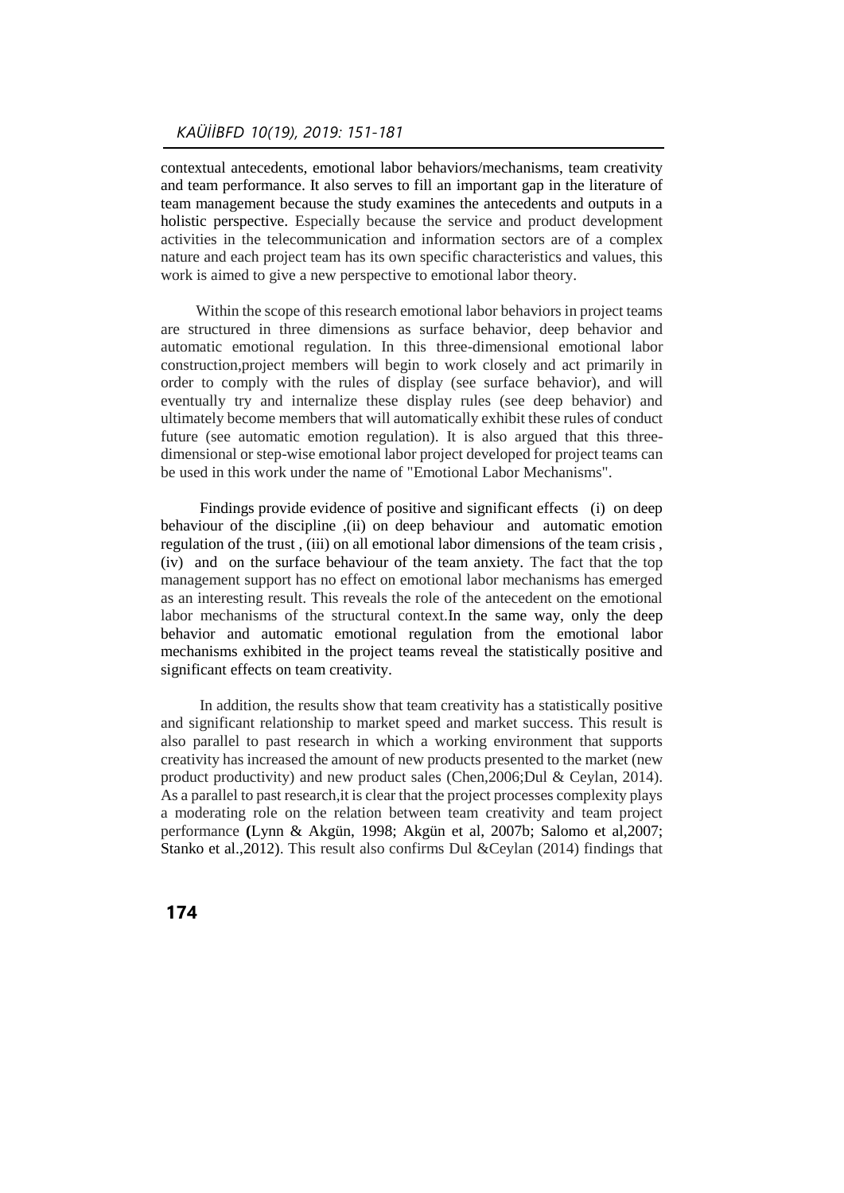contextual antecedents, emotional labor behaviors/mechanisms, team creativity and team performance. It also serves to fill an important gap in the literature of team management because the study examines the antecedents and outputs in a holistic perspective. Especially because the service and product development activities in the telecommunication and information sectors are of a complex nature and each project team has its own specific characteristics and values, this work is aimed to give a new perspective to emotional labor theory.

Within the scope of this research emotional labor behaviors in project teams are structured in three dimensions as surface behavior, deep behavior and automatic emotional regulation. In this three-dimensional emotional labor construction,project members will begin to work closely and act primarily in order to comply with the rules of display (see surface behavior), and will eventually try and internalize these display rules (see deep behavior) and ultimately become members that will automatically exhibit these rules of conduct future (see automatic emotion regulation). It is also argued that this three-dimensional or step-wise emotional labor project developed for project teams can be used in this work under the name of "Emotional Labor Mechanisms".

Findings provide evidence of positive and significant effects (i) on deep behaviour of the discipline ,(ii) on deep behaviour and automatic emotion regulation of the trust , (iii) on all emotional labor dimensions of the team crisis , (iv) and on the surface behaviour of the team anxiety. The fact that the top management support has no effect on emotional labor mechanisms has emerged as an interesting result. This reveals the role of the antecedent on the emotional labor mechanisms of the structural context.In the same way, only the deep behavior and automatic emotional regulation from the emotional labor mechanisms exhibited in the project teams reveal the statistically positive and significant effects on team creativity.

In addition, the results show that team creativity has a statistically positive and significant relationship to market speed and market success. This result is also parallel to past research in which a working environment that supports creativity has increased the amount of new products presented to the market (new product productivity) and new product sales (Chen,2006;Dul & Ceylan, 2014). As a parallel to past research,it is clear that the project processes complexity plays a moderating role on the relation between team creativity and team project performance (Lynn & Akgün, 1998; Akgün et al, 2007b; Salomo et al,2007; Stanko et al.,2012). This result also confirms Dul &Ceylan (2014) findings that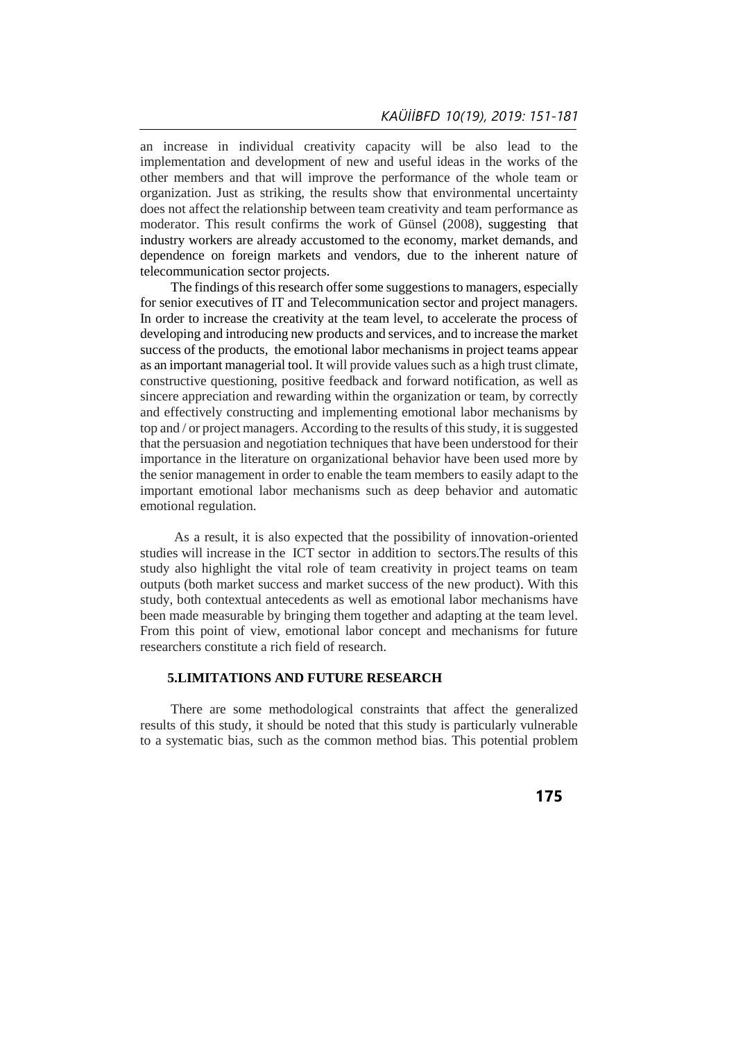an increase in individual creativity capacity will be also lead to the implementation and development of new and useful ideas in the works of the other members and that will improve the performance of the whole team or organization. Just as striking, the results show that environmental uncertainty does not affect the relationship between team creativity and team performance as moderator. This result confirms the work of Günsel (2008), suggesting that industry workers are already accustomed to the economy, market demands, and dependence on foreign markets and vendors, due to the inherent nature of telecommunication sector projects.

The findings of this research offer some suggestions to managers, especially for senior executives of IT and Telecommunication sector and project managers. In order to increase the creativity at the team level, to accelerate the process of developing and introducing new products and services, and to increase the market success of the products, the emotional labor mechanisms in project teams appear as an important managerial tool. It will provide values such as a high trust climate, constructive questioning, positive feedback and forward notification, as well as sincere appreciation and rewarding within the organization or team, by correctly and effectively constructing and implementing emotional labor mechanisms by top and / or project managers. According to the results of this study, it is suggested that the persuasion and negotiation techniques that have been understood for their importance in the literature on organizational behavior have been used more by the senior management in order to enable the team members to easily adapt to the important emotional labor mechanisms such as deep behavior and automatic emotional regulation.

As a result, it is also expected that the possibility of innovation-oriented studies will increase in the ICT sector in addition to sectors.The results of this study also highlight the vital role of team creativity in project teams on team outputs (both market success and market success of the new product). With this study, both contextual antecedents as well as emotional labor mechanisms have been made measurable by bringing them together and adapting at the team level. From this point of view, emotional labor concept and mechanisms for future researchers constitute a rich field of research.

## 5.LIMITATIONS AND FUTURE RESEARCH

There are some methodological constraints that affect the generalized results of this study, it should be noted that this study is particularly vulnerable to a systematic bias, such as the common method bias. This potential problem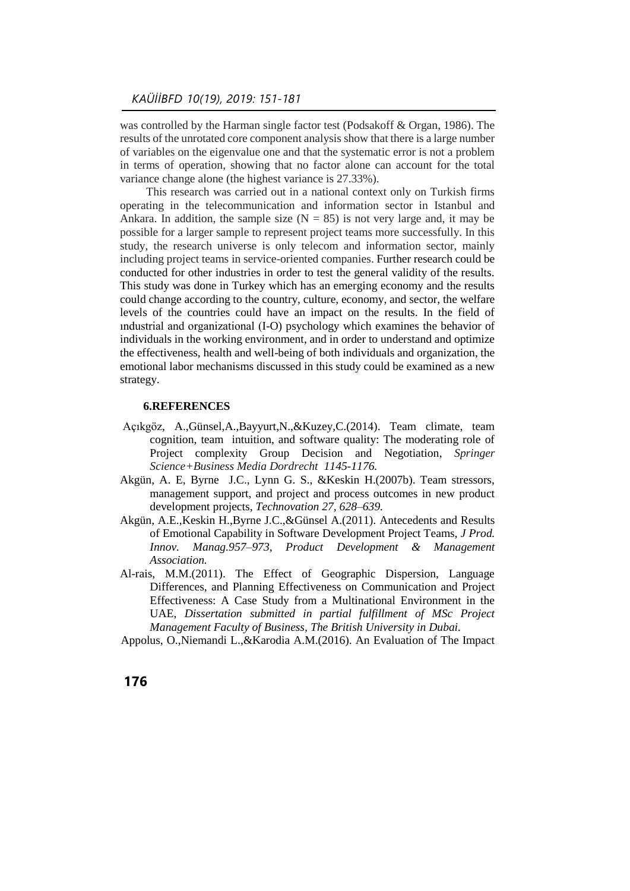was controlled by the Harman single factor test (Podsakoff & Organ, 1986). The results of the unrotated core component analysis show that there is a large number of variables on the eigenvalue one and that the systematic error is not a problem in terms of operation, showing that no factor alone can account for the total variance change alone (the highest variance is 27.33%).

This research was carried out in a national context only on Turkish firms operating in the telecommunication and information sector in Istanbul and Ankara. In addition, the sample size ($N = 85$) is not very large and, it may be possible for a larger sample to represent project teams more successfully. In this study, the research universe is only telecom and information sector, mainly including project teams in service-oriented companies. Further research could be conducted for other industries in order to test the general validity of the results. This study was done in Turkey which has an emerging economy and the results could change according to the country, culture, economy, and sector, the welfare levels of the countries could have an impact on the results. In the field of ındustrial and organizational (I-O) psychology which examines the behavior of individuals in the working environment, and in order to understand and optimize the effectiveness, health and well-being of both individuals and organization, the emotional labor mechanisms discussed in this study could be examined as a new strategy.

## 6.REFERENCES

Açıkgöz, A.,Günsel,A.,Bayyurt,N.,&Kuzey,C.(2014). Team climate, team cognition, team intuition, and software quality: The moderating role of Project complexity Group Decision and Negotiation, *Springer Science+Business Media Dordrecht 1145-1176.*

Akgün, A. E, Byrne J.C., Lynn G. S., &Keskin H.(2007b). Team stressors, management support, and project and process outcomes in new product development projects, *Technovation 27, 628–639.*

Akgün, A.E.,Keskin H.,Byrne J.C.,&Günsel A.(2011). Antecedents and Results of Emotional Capability in Software Development Project Teams, *J Prod. Innov. Manag.957–973, Product Development & Management Association.*

Al-rais, M.M.(2011). The Effect of Geographic Dispersion, Language Differences, and Planning Effectiveness on Communication and Project Effectiveness: A Case Study from a Multinational Environment in the UAE, *Dissertation submitted in partial fulfillment of MSc Project Management Faculty of Business, The British University in Dubai.*

Appolus, O.,Niemandi L.,&Karodia A.M.(2016). An Evaluation of The Impact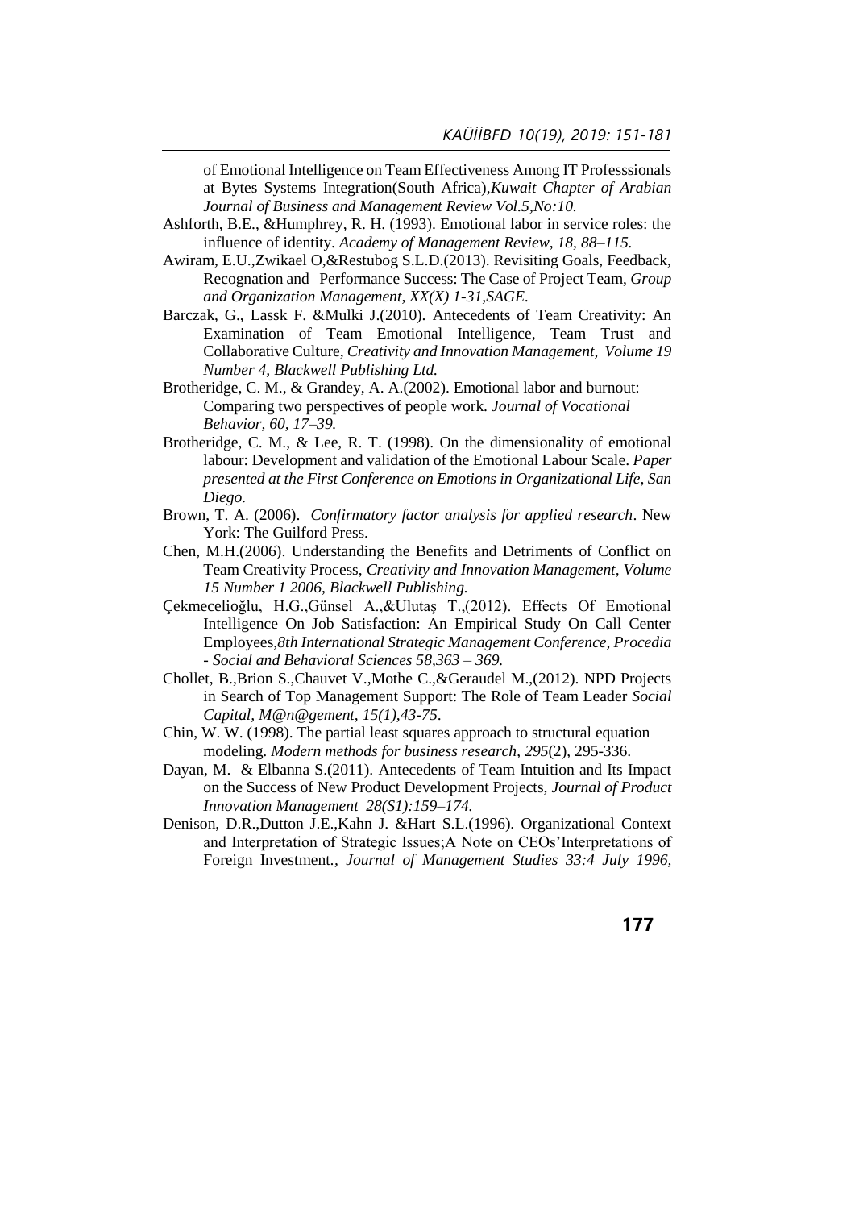of Emotional Intelligence on Team Effectiveness Among IT Professsionals at Bytes Systems Integration(South Africa),*Kuwait Chapter of Arabian Journal of Business and Management Review Vol.5,No:10.*

Ashforth, B.E., &Humphrey, R. H. (1993). Emotional labor in service roles: the influence of identity. *Academy of Management Review, 18, 88–115.*

Awiram, E.U.,Zwikael O,&Restubog S.L.D.(2013). Revisiting Goals, Feedback, Recognation and Performance Success: The Case of Project Team, *Group and Organization Management, XX(X) 1-31,SAGE.*

Barczak, G., Lassk F. &Mulki J.(2010). Antecedents of Team Creativity: An Examination of Team Emotional Intelligence, Team Trust and Collaborative Culture, *Creativity and Innovation Management, Volume 19 Number 4, Blackwell Publishing Ltd.*

Brotheridge, C. M., & Grandey, A. A.(2002). Emotional labor and burnout: Comparing two perspectives of people work. *Journal of Vocational Behavior, 60, 17–39.*

Brotheridge, C. M., & Lee, R. T. (1998). On the dimensionality of emotional labour: Development and validation of the Emotional Labour Scale. *Paper presented at the First Conference on Emotions in Organizational Life, San Diego.*

Brown, T. A. (2006). *Confirmatory factor analysis for applied research*. New York: The Guilford Press.

Chen, M.H.(2006). Understanding the Benefits and Detriments of Conflict on Team Creativity Process, *Creativity and Innovation Management, Volume 15 Number 1 2006, Blackwell Publishing.*

Çekmecelioğlu, H.G.,Günsel A.,&Ulutaş T.,(2012). Effects Of Emotional Intelligence On Job Satisfaction: An Empirical Study On Call Center Employees,*8th International Strategic Management Conference, Procedia - Social and Behavioral Sciences 58,363 – 369.*

Chollet, B.,Brion S.,Chauvet V.,Mothe C.,&Geraudel M.,(2012). NPD Projects in Search of Top Management Support: The Role of Team Leader *Social Capital, M@n@gement, 15(1),43-75.*

Chin, W. W. (1998). The partial least squares approach to structural equation modeling. *Modern methods for business research*, *295*(2), 295-336.

Dayan, M. & Elbanna S.(2011). Antecedents of Team Intuition and Its Impact on the Success of New Product Development Projects, *Journal of Product Innovation Management 28(S1):159–174.*

Denison, D.R.,Dutton J.E.,Kahn J. &Hart S.L.(1996). Organizational Context and Interpretation of Strategic Issues;A Note on CEOs'Interpretations of Foreign Investment., *Journal of Management Studies 33:4 July 1996,*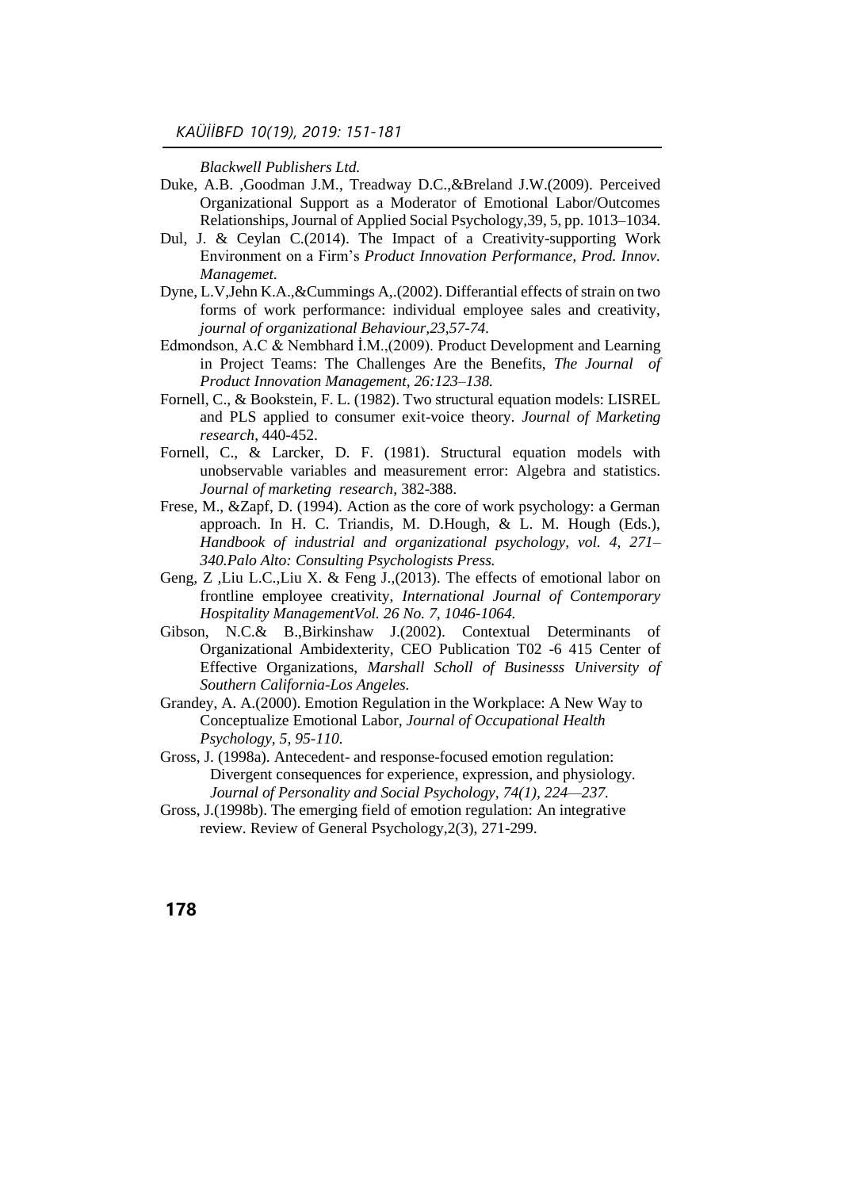*Blackwell Publishers Ltd.*

Duke, A.B. ,Goodman J.M., Treadway D.C.,&Breland J.W.(2009). Perceived Organizational Support as a Moderator of Emotional Labor/Outcomes Relationships, Journal of Applied Social Psychology,39, 5, pp. 1013–1034.

Dul, J. & Ceylan C.(2014). The Impact of a Creativity-supporting Work Environment on a Firm's *Product Innovation Performance, Prod. Innov. Managemet.*

Dyne, L.V,Jehn K.A.,&Cummings A,.(2002). Differantial effects of strain on two forms of work performance: individual employee sales and creativity, *journal of organizational Behaviour,23,57-74.*

Edmondson, A.C & Nembhard İ.M.,(2009). Product Development and Learning in Project Teams: The Challenges Are the Benefits, *The Journal of Product Innovation Management, 26:123–138.*

Fornell, C., & Bookstein, F. L. (1982). Two structural equation models: LISREL and PLS applied to consumer exit-voice theory. *Journal of Marketing research*, 440-452.

Fornell, C., & Larcker, D. F. (1981). Structural equation models with unobservable variables and measurement error: Algebra and statistics. *Journal of marketing research*, 382-388.

Frese, M., &Zapf, D. (1994). Action as the core of work psychology: a German approach. In H. C. Triandis, M. D.Hough, & L. M. Hough (Eds.), *Handbook of industrial and organizational psychology, vol. 4, 271–340.Palo Alto: Consulting Psychologists Press.*

Geng, Z ,Liu L.C.,Liu X. & Feng J.,(2013). The effects of emotional labor on frontline employee creativity, *International Journal of Contemporary Hospitality ManagementVol. 26 No. 7, 1046-1064.*

Gibson, N.C.& B.,Birkinshaw J.(2002). Contextual Determinants of Organizational Ambidexterity, CEO Publication T02 -6 415 Center of Effective Organizations, *Marshall Scholl of Businesss University of Southern California-Los Angeles.*

Grandey, A. A.(2000). Emotion Regulation in the Workplace: A New Way to Conceptualize Emotional Labor, *Journal of Occupational Health Psychology, 5, 95-110.*

Gross, J. (1998a). Antecedent- and response-focused emotion regulation: Divergent consequences for experience, expression, and physiology. *Journal of Personality and Social Psychology, 74(1), 224—237.*

Gross, J.(1998b). The emerging field of emotion regulation: An integrative review. Review of General Psychology,2(3), 271-299.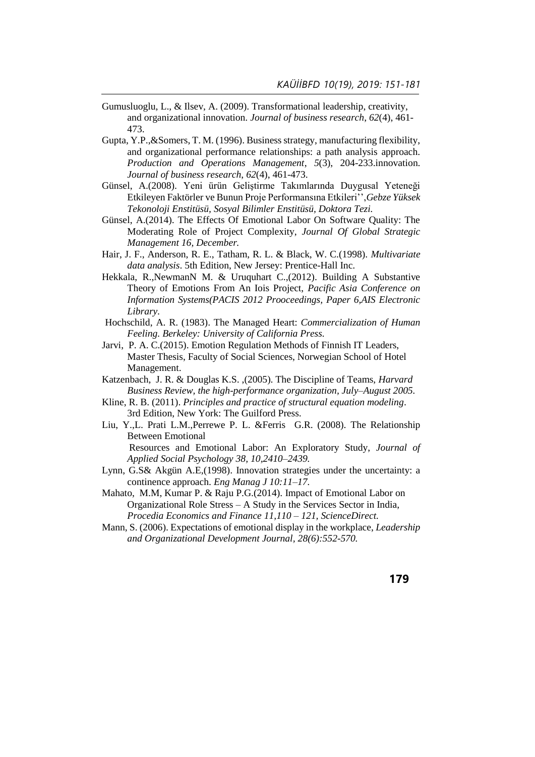Gumusluoglu, L., & Ilsev, A. (2009). Transformational leadership, creativity, and organizational innovation. *Journal of business research*, *62*(4), 461-473.

Gupta, Y.P.,&Somers, T. M. (1996). Business strategy, manufacturing flexibility, and organizational performance relationships: a path analysis approach. *Production and Operations Management*, *5*(3), 204-233.innovation. *Journal of business research*, *62*(4), 461-473.

Günsel, A.(2008). Yeni ürün Geliştirme Takımlarında Duygusal Yeteneği Etkileyen Faktörler ve Bunun Proje Performansına Etkileri'',*Gebze Yüksek Tekonoloji Enstitüsü, Sosyal Bilimler Enstitüsü, Doktora Tezi.*

Günsel, A.(2014). The Effects Of Emotional Labor On Software Quality: The Moderating Role of Project Complexity, *Journal Of Global Strategic Management 16, December.*

Hair, J. F., Anderson, R. E., Tatham, R. L. & Black, W. C.(1998). *Multivariate data analysis*. 5th Edition, New Jersey: Prentice-Hall Inc.

Hekkala, R.,NewmanN M. & Uruquhart C.,(2012). Building A Substantive Theory of Emotions From An Iois Project, *Pacific Asia Conference on Information Systems(PACIS 2012 Prooceedings, Paper 6,AIS Electronic Library.*

Hochschild, A. R. (1983). The Managed Heart: *Commercialization of Human Feeling. Berkeley: University of California Press.*

Jarvi, P. A. C.(2015). Emotion Regulation Methods of Finnish IT Leaders, Master Thesis, Faculty of Social Sciences, Norwegian School of Hotel Management.

Katzenbach, J. R. & Douglas K.S. ,(2005). The Discipline of Teams, *Harvard Business Review, the high-performance organization, July–August 2005.*

Kline, R. B. (2011). *Principles and practice of structural equation modeling*. 3rd Edition, New York: The Guilford Press.

Liu, Y.,L. Prati L.M.,Perrewe P. L. &Ferris G.R. (2008). The Relationship Between Emotional Resources and Emotional Labor: An Exploratory Study, *Journal of Applied Social Psychology 38, 10,2410–2439.*

Lynn, G.S& Akgün A.E,(1998). Innovation strategies under the uncertainty: a continence approach. *Eng Manag J 10:11–17.*

Mahato, M.M, Kumar P. & Raju P.G.(2014). Impact of Emotional Labor on Organizational Role Stress – A Study in the Services Sector in India, *Procedia Economics and Finance 11,110 – 121, ScienceDirect.*

Mann, S. (2006). Expectations of emotional display in the workplace, *Leadership and Organizational Development Journal, 28(6):552-570.*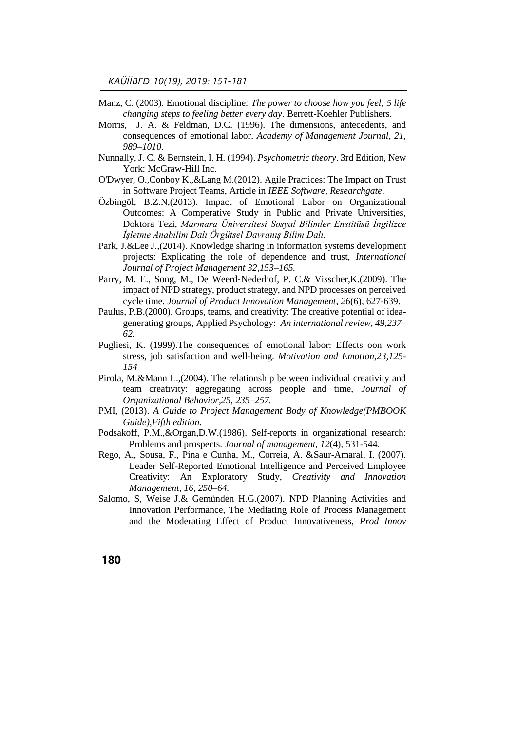Manz, C. (2003). Emotional discipline*: The power to choose how you feel; 5 life changing steps to feeling better every day*. Berrett-Koehler Publishers.

Morris, J. A. & Feldman, D.C. (1996). The dimensions, antecedents, and consequences of emotional labor. *Academy of Management Journal, 21, 989–1010.*

Nunnally, J. C. & Bernstein, I. H. (1994). *Psychometric theory*. 3rd Edition, New York: McGraw-Hill Inc.

O'Dwyer, O.,Conboy K.,&Lang M.(2012). Agile Practices: The Impact on Trust in Software Project Teams, Article in *IEEE Software, Researchgate*.

Özbingöl, B.Z.N,(2013). Impact of Emotional Labor on Organizational Outcomes: A Comperative Study in Public and Private Universities, Doktora Tezi, *Marmara Üniversitesi Sosyal Bilimler Enstitüsü İngilizce İşletme Anabilim Dalı Örgütsel Davranış Bilim Dalı.*

Park, J.&Lee J.,(2014). Knowledge sharing in information systems development projects: Explicating the role of dependence and trust, *International Journal of Project Management 32,153–165.*

Parry, M. E., Song, M., De Weerd‐Nederhof, P. C.& Visscher,K.(2009). The impact of NPD strategy, product strategy, and NPD processes on perceived cycle time. *Journal of Product Innovation Management*, *26*(6), 627-639.

Paulus, P.B.(2000). Groups, teams, and creativity: The creative potential of idea-generating groups, Applied Psychology: *An international review, 49,237–62.*

Pugliesi, K. (1999).The consequences of emotional labor: Effects oon work stress, job satisfaction and well-being. *Motivation and Emotion,23,125-154*

Pirola, M.&Mann L.,(2004). The relationship between individual creativity and team creativity: aggregating across people and time, *Journal of Organizational Behavior,25, 235–257.*

PMI, (2013). *A Guide to Project Management Body of Knowledge(PMBOOK Guide),Fifth edition*.

Podsakoff, P.M.,&Organ,D.W.(1986). Self-reports in organizational research: Problems and prospects. *Journal of management*, *12*(4), 531-544.

Rego, A., Sousa, F., Pina e Cunha, M., Correia, A. &Saur-Amaral, I. (2007). Leader Self-Reported Emotional Intelligence and Perceived Employee Creativity: An Exploratory Study, *Creativity and Innovation Management, 16, 250–64.*

Salomo, S, Weise J.& Gemünden H.G.(2007). NPD Planning Activities and Innovation Performance, The Mediating Role of Process Management and the Moderating Effect of Product Innovativeness, *Prod Innov*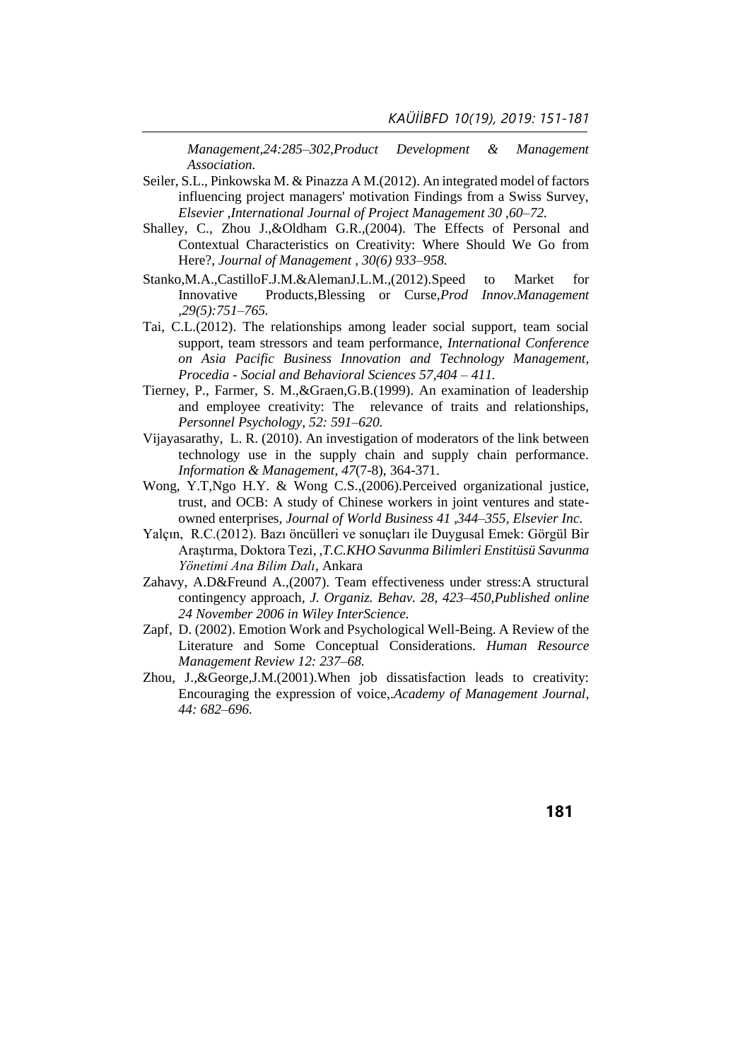*Management,24:285–302,Product Development & Management Association.*

Seiler, S.L., Pinkowska M. & Pinazza A M.(2012). An integrated model of factors influencing project managers' motivation Findings from a Swiss Survey, *Elsevier ,International Journal of Project Management 30 ,60–72.*

Shalley, C., Zhou J.,&Oldham G.R.,(2004). The Effects of Personal and Contextual Characteristics on Creativity: Where Should We Go from Here?, *Journal of Management , 30(6) 933–958.*

Stanko,M.A.,CastilloF.J.M.&AlemanJ.L.M.,(2012).Speed to Market for Innovative Products,Blessing or Curse,*Prod Innov.Management ,29(5):751–765.*

Tai, C.L.(2012). The relationships among leader social support, team social support, team stressors and team performance, *International Conference on Asia Pacific Business Innovation and Technology Management, Procedia - Social and Behavioral Sciences 57,404 – 411.*

Tierney, P., Farmer, S. M.,&Graen,G.B.(1999). An examination of leadership and employee creativity: The relevance of traits and relationships, *Personnel Psychology, 52: 591–620.*

Vijayasarathy, L. R. (2010). An investigation of moderators of the link between technology use in the supply chain and supply chain performance. *Information & Management*, *47*(7-8), 364-371.

Wong, Y.T,Ngo H.Y. & Wong C.S.,(2006).Perceived organizational justice, trust, and OCB: A study of Chinese workers in joint ventures and state-owned enterprises, *Journal of World Business 41 ,344–355, Elsevier Inc.*

Yalçın, R.C.(2012). Bazı öncülleri ve sonuçları ile Duygusal Emek: Görgül Bir Araştırma, Doktora Tezi, *,T.C.KHO Savunma Bilimleri Enstitüsü Savunma Yönetimi Ana Bilim Dalı*, Ankara

Zahavy, A.D&Freund A.,(2007). Team effectiveness under stress:A structural contingency approach, *J. Organiz. Behav. 28, 423–450,Published online 24 November 2006 in Wiley InterScience.*

Zapf, D. (2002). Emotion Work and Psychological Well-Being. A Review of the Literature and Some Conceptual Considerations. *Human Resource Management Review 12: 237–68.*

Zhou, J.,&George,J.M.(2001).When job dissatisfaction leads to creativity: Encouraging the expression of voice,.*Academy of Management Journal, 44: 682–696.*